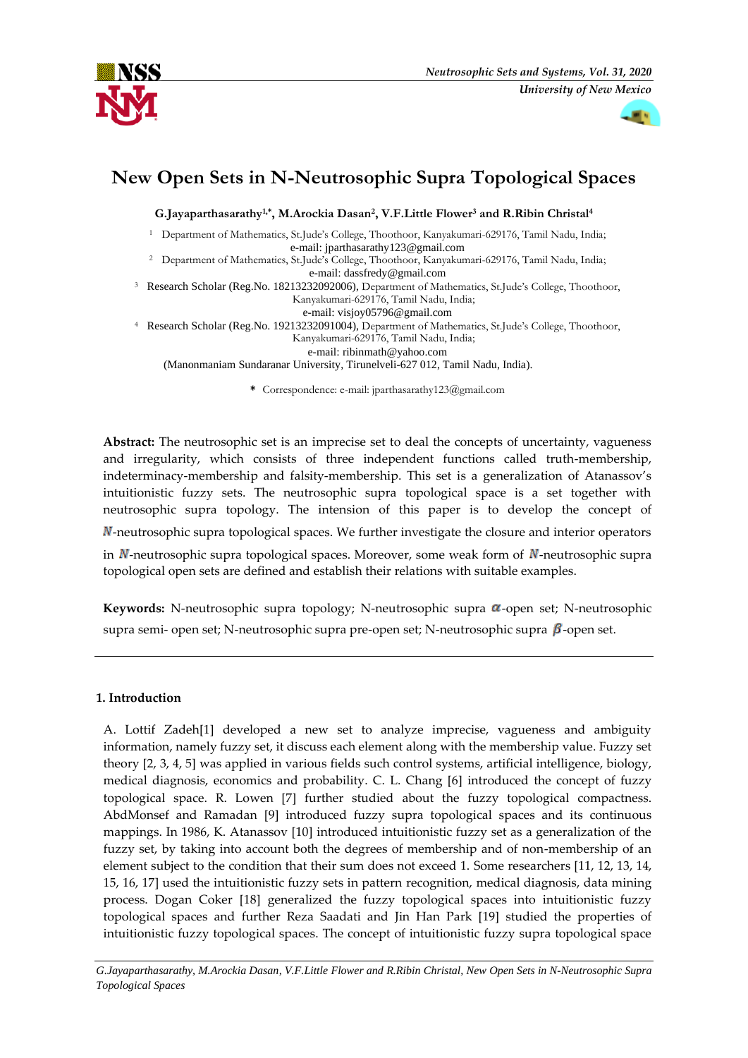# New Open Sets in N-Neutrosophic Supra Topological Spaces

**G.Jayaparthasarathy[1,*], M.Arockia Dasan[2], V.F.Little Flower[3] and R.Ribin Christal[4]**

[1] Department of Mathematics, St.Jude's College, Thoothoor, Kanyakumari-629176, Tamil Nadu, India; e-mail: jparthasarathy123@gmail.com

[2] Department of Mathematics, St.Jude's College, Thoothoor, Kanyakumari-629176, Tamil Nadu, India; e-mail: dassfredy@gmail.com

[3] Research Scholar (Reg.No. 18213232092006), Department of Mathematics, St.Jude's College, Thoothoor, Kanyakumari-629176, Tamil Nadu, India; e-mail: visjoy05796@gmail.com

[4] Research Scholar (Reg.No. 19213232091004), Department of Mathematics, St.Jude's College, Thoothoor, Kanyakumari-629176, Tamil Nadu, India; e-mail: ribinmath@yahoo.com

(Manonmaniam Sundaranar University, Tirunelveli-627 012, Tamil Nadu, India).

\* Correspondence: e-mail: jparthasarathy123@gmail.com

**Abstract:** The neutrosophic set is an imprecise set to deal the concepts of uncertainty, vagueness and irregularity, which consists of three independent functions called truth-membership, indeterminacy-membership and falsity-membership. This set is a generalization of Atanassov's intuitionistic fuzzy sets. The neutrosophic supra topological space is a set together with neutrosophic supra topology. The intension of this paper is to develop the concept of $N$-neutrosophic supra topological spaces. We further investigate the closure and interior operators in $N$-neutrosophic supra topological spaces. Moreover, some weak form of $N$-neutrosophic supra topological open sets are defined and establish their relations with suitable examples.

**Keywords:** N-neutrosophic supra topology; N-neutrosophic supra $\alpha$-open set; N-neutrosophic supra semi- open set; N-neutrosophic supra pre-open set; N-neutrosophic supra $\beta$-open set.

## 1. Introduction

A. Lottif Zadeh[1] developed a new set to analyze imprecise, vagueness and ambiguity information, namely fuzzy set, it discuss each element along with the membership value. Fuzzy set theory [2, 3, 4, 5] was applied in various fields such control systems, artificial intelligence, biology, medical diagnosis, economics and probability. C. L. Chang [6] introduced the concept of fuzzy topological space. R. Lowen [7] further studied about the fuzzy topological compactness. AbdMonsef and Ramadan [9] introduced fuzzy supra topological spaces and its continuous mappings. In 1986, K. Atanassov [10] introduced intuitionistic fuzzy set as a generalization of the fuzzy set, by taking into account both the degrees of membership and of non-membership of an element subject to the condition that their sum does not exceed 1. Some researchers [11, 12, 13, 14, 15, 16, 17] used the intuitionistic fuzzy sets in pattern recognition, medical diagnosis, data mining process. Dogan Coker [18] generalized the fuzzy topological spaces into intuitionistic fuzzy topological spaces and further Reza Saadati and Jin Han Park [19] studied the properties of intuitionistic fuzzy topological spaces. The concept of intuitionistic fuzzy supra topological space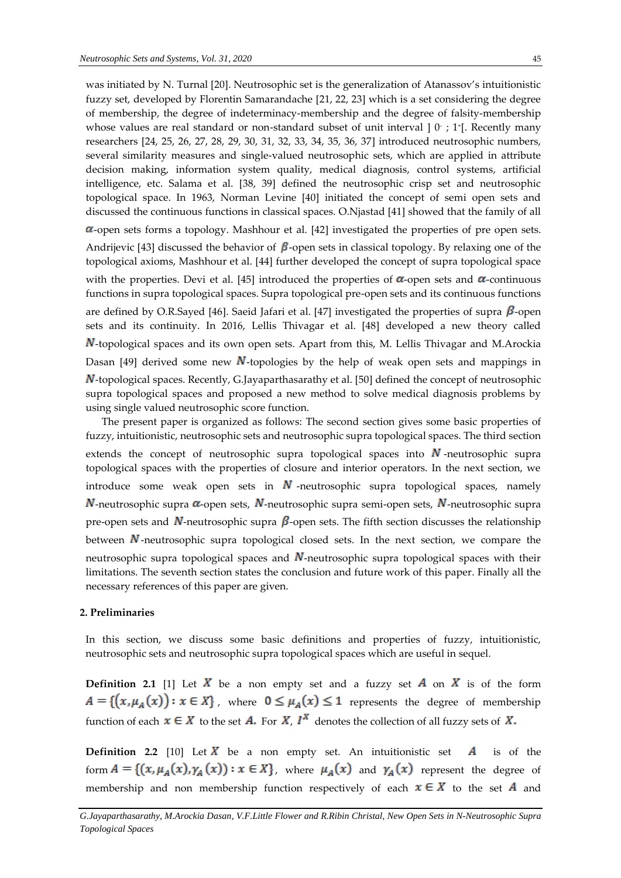was initiated by N. Turnal [20]. Neutrosophic set is the generalization of Atanassov's intuitionistic fuzzy set, developed by Florentin Samarandache [21, 22, 23] which is a set considering the degree of membership, the degree of indeterminacy-membership and the degree of falsity-membership whose values are real standard or non-standard subset of unit interval $]\,0^-\,;\,1^+[$. Recently many researchers [24, 25, 26, 27, 28, 29, 30, 31, 32, 33, 34, 35, 36, 37] introduced neutrosophic numbers, several similarity measures and single-valued neutrosophic sets, which are applied in attribute decision making, information system quality, medical diagnosis, control systems, artificial intelligence, etc. Salama et al. [38, 39] defined the neutrosophic crisp set and neutrosophic topological space. In 1963, Norman Levine [40] initiated the concept of semi open sets and discussed the continuous functions in classical spaces. O.Njastad [41] showed that the family of all $\alpha$-open sets forms a topology. Mashhour et al. [42] investigated the properties of pre open sets. Andrijevic [43] discussed the behavior of $\beta$-open sets in classical topology. By relaxing one of the topological axioms, Mashhour et al. [44] further developed the concept of supra topological space with the properties. Devi et al. [45] introduced the properties of $\alpha$-open sets and $\alpha$-continuous functions in supra topological spaces. Supra topological pre-open sets and its continuous functions are defined by O.R.Sayed [46]. Saeid Jafari et al. [47] investigated the properties of supra $\beta$-open sets and its continuity. In 2016, Lellis Thivagar et al. [48] developed a new theory called $N$-topological spaces and its own open sets. Apart from this, M. Lellis Thivagar and M.Arockia Dasan [49] derived some new $N$-topologies by the help of weak open sets and mappings in $N$-topological spaces. Recently, G.Jayaparthasarathy et al. [50] defined the concept of neutrosophic supra topological spaces and proposed a new method to solve medical diagnosis problems by using single valued neutrosophic score function.

The present paper is organized as follows: The second section gives some basic properties of fuzzy, intuitionistic, neutrosophic sets and neutrosophic supra topological spaces. The third section extends the concept of neutrosophic supra topological spaces into $N$-neutrosophic supra topological spaces with the properties of closure and interior operators. In the next section, we introduce some weak open sets in $N$-neutrosophic supra topological spaces, namely $N$-neutrosophic supra $\alpha$-open sets, $N$-neutrosophic supra semi-open sets, $N$-neutrosophic supra pre-open sets and $N$-neutrosophic supra $\beta$-open sets. The fifth section discusses the relationship between $N$-neutrosophic supra topological closed sets. In the next section, we compare the neutrosophic supra topological spaces and $N$-neutrosophic supra topological spaces with their limitations. The seventh section states the conclusion and future work of this paper. Finally all the necessary references of this paper are given.

## 2. Preliminaries

In this section, we discuss some basic definitions and properties of fuzzy, intuitionistic, neutrosophic sets and neutrosophic supra topological spaces which are useful in sequel.

**Definition 2.1** [1] Let $X$ be a non empty set and a fuzzy set $A$ on $X$ is of the form $A = \{(x, \mu_A(x)) : x \in X\}$, where $0 \le \mu_A(x) \le 1$ represents the degree of membership function of each $x \in X$ to the set $A$. For $X$, $I^X$ denotes the collection of all fuzzy sets of $X$.

**Definition 2.2** [10] Let $X$ be a non empty set. An intuitionistic set $A$ is of the form $A = \{(x, \mu_A(x), \gamma_A(x)) : x \in X\}$, where $\mu_A(x)$ and $\gamma_A(x)$ represent the degree of membership and non membership function respectively of each $x \in X$ to the set $A$ and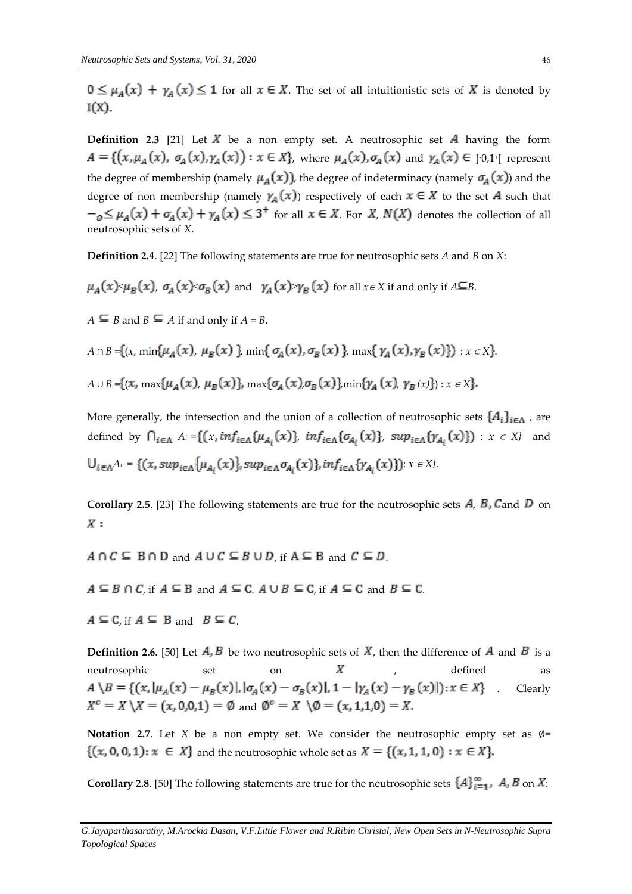$0 \leq \mu_A(x) + \gamma_A(x) \leq 1$ for all $x \in X$. The set of all intuitionistic sets of $X$ is denoted by $\mathrm{I}(X)$.

**Definition 2.3** [21] Let $X$ be a non empty set. A neutrosophic set $A$ having the form $A = \{(x, \mu_A(x), \sigma_A(x), \gamma_A(x)) : x \in X\}$, where $\mu_A(x), \sigma_A(x)$ and $\gamma_A(x) \in\ ]^-0,1^+[$ represent the degree of membership (namely $\mu_A(x)$), the degree of indeterminacy (namely $\sigma_A(x)$) and the degree of non membership (namely $\gamma_A(x)$) respectively of each $x \in X$ to the set $A$ such that $-_0 \leq \mu_A(x) + \sigma_A(x) + \gamma_A(x) \leq 3^+$ for all $x \in X$. For $X$, $N(X)$ denotes the collection of all neutrosophic sets of $X$.

**Definition 2.4**. [22] The following statements are true for neutrosophic sets $A$ and $B$ on $X$:

$\mu_A(x) \leq \mu_B(x)$, $\sigma_A(x) \leq \sigma_B(x)$ and $\gamma_A(x) \geq \gamma_B(x)$ for all $x \in X$ if and only if $A \subseteq B$.

$A \subseteq B$ and $B \subseteq A$ if and only if $A = B$.

$A \cap B = \{(x, \min\{\mu_A(x), \mu_B(x)\}, \min\{\sigma_A(x), \sigma_B(x)\}, \max\{\gamma_A(x), \gamma_B(x)\}) : x \in X\}$.

$A \cup B = \{(x, \max\{\mu_A(x), \mu_B(x)\}, \max\{\sigma_A(x), \sigma_B(x)\}, \min\{\gamma_A(x), \gamma_B(x)\}) : x \in X\}$.

More generally, the intersection and the union of a collection of neutrosophic sets $\{A_i\}_{i \in \Lambda}$, are defined by $\bigcap_{i \in \Lambda} A_i = \{(x, inf_{i \in \Lambda}\{\mu_{A_i}(x)\}, inf_{i \in \Lambda}\{\sigma_{A_i}(x)\}, sup_{i \in \Lambda}\{\gamma_{A_i}(x)\}) : x \in X\}$ and $\bigcup_{i \in \Lambda} A_i = \{(x, sup_{i \in \Lambda}\{\mu_{A_i}(x)\}, sup_{i \in \Lambda}\sigma_{A_i}(x)\}, inf_{i \in \Lambda}\{\gamma_{A_i}(x)\}) : x \in X\}$.

**Corollary 2.5**. [23] The following statements are true for the neutrosophic sets $A$, $B$, $C$ and $D$ on $X$ :

$A \cap C \subseteq B \cap D$ and $A \cup C \subseteq B \cup D$, if $A \subseteq B$ and $C \subseteq D$.

$A \subseteq B \cap C$, if $A \subseteq B$ and $A \subseteq C$. $A \cup B \subseteq C$, if $A \subseteq C$ and $B \subseteq C$.

$A \subseteq C$, if $A \subseteq B$ and $B \subseteq C$.

**Definition 2.6.** [50] Let $A, B$ be two neutrosophic sets of $X$, then the difference of $A$ and $B$ is a neutrosophic set on $X$, defined as $A \setminus B = \{(x, |\mu_A(x) - \mu_B(x)|, |\sigma_A(x) - \sigma_B(x)|, 1 - |\gamma_A(x) - \gamma_B(x)|) : x \in X\}$. Clearly $X^c = X \setminus X = (x, 0, 0, 1) = \emptyset$ and $\emptyset^c = X \setminus \emptyset = (x, 1, 1, 0) = X$.

**Notation 2.7**. Let $X$ be a non empty set. We consider the neutrosophic empty set as $\emptyset = \{(x, 0, 0, 1) : x \in X\}$ and the neutrosophic whole set as $X = \{(x, 1, 1, 0) : x \in X\}$.

**Corollary 2.8**. [50] The following statements are true for the neutrosophic sets $\{A\}_{i=1}^{\infty}$, $A, B$ on $X$: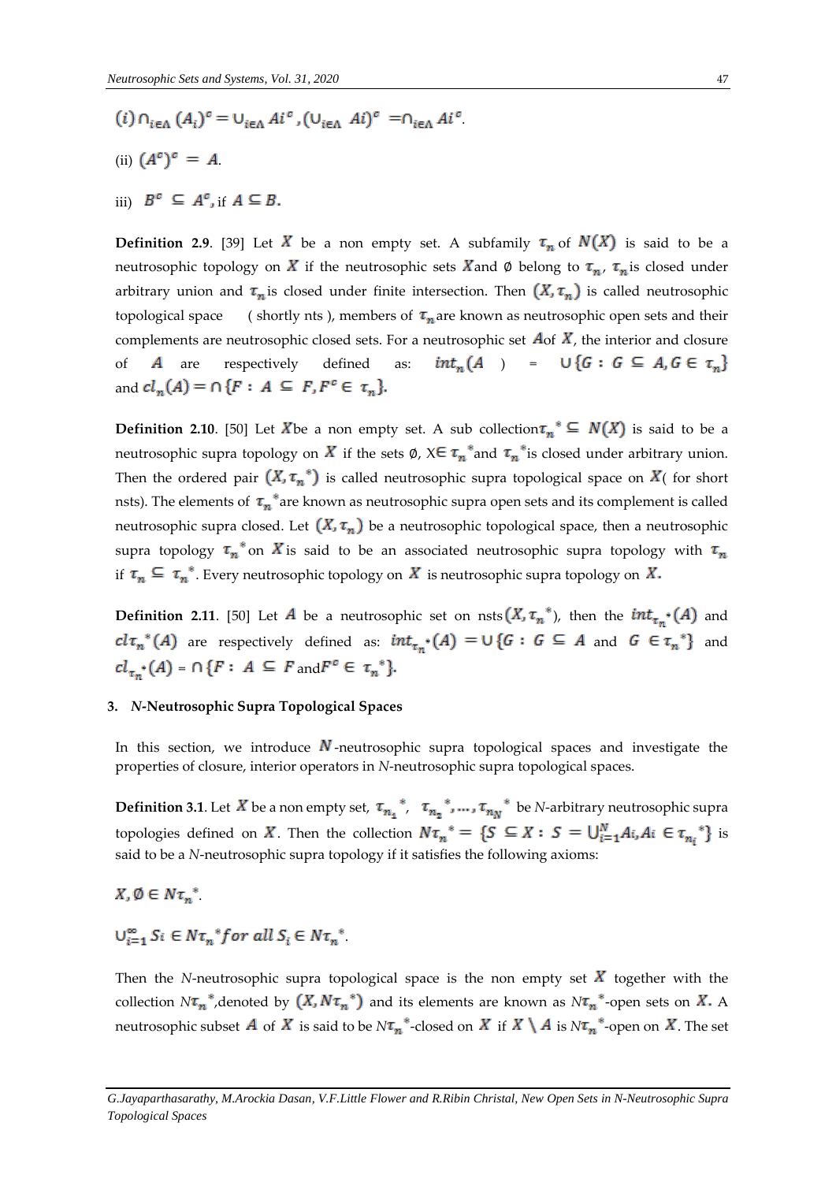(i) $\cap_{i\in\Lambda} (A_i)^c = \cup_{i\in\Lambda} Ai^c$, $(\cup_{i\in\Lambda} Ai)^c = \cap_{i\in\Lambda} Ai^c$.

(ii) $(A^c)^c = A$.

iii) $B^c \subseteq A^c$, if $A \subseteq B$.

**Definition 2.9**. [39] Let $X$ be a non empty set. A subfamily $\tau_n$ of $N(X)$ is said to be a neutrosophic topology on $X$ if the neutrosophic sets $X$and $\emptyset$ belong to $\tau_n$, $\tau_n$is closed under arbitrary union and $\tau_n$is closed under finite intersection. Then $(X, \tau_n)$ is called neutrosophic topological space ( shortly nts ), members of $\tau_n$are known as neutrosophic open sets and their complements are neutrosophic closed sets. For a neutrosophic set $A$of $X$, the interior and closure of $A$ are respectively defined as: $int_n(A) = \cup\{G : G \subseteq A, G \in \tau_n\}$ and $cl_n(A) = \cap\{F : A \subseteq F, F^c \in \tau_n\}$.

**Definition 2.10**. [50] Let $X$be a non empty set. A sub collection$\tau_n{}^* \subseteq N(X)$ is said to be a neutrosophic supra topology on $X$ if the sets $\emptyset$, $X\in \tau_n{}^*$and $\tau_n{}^*$is closed under arbitrary union. Then the ordered pair $(X, \tau_n{}^*)$ is called neutrosophic supra topological space on $X$( for short nsts). The elements of $\tau_n{}^*$are known as neutrosophic supra open sets and its complement is called neutrosophic supra closed. Let $(X, \tau_n)$ be a neutrosophic topological space, then a neutrosophic supra topology $\tau_n{}^*$on $X$is said to be an associated neutrosophic supra topology with $\tau_n$ if $\tau_n \subseteq \tau_n{}^*$. Every neutrosophic topology on $X$ is neutrosophic supra topology on $X$.

**Definition 2.11**. [50] Let $A$ be a neutrosophic set on nsts$(X, \tau_n{}^*)$, then the $int_{\tau_n{}^*}(A)$ and $cl\tau_n{}^*(A)$ are respectively defined as: $int_{\tau_n{}^*}(A) = \cup\{G : G \subseteq A$ and $G \in \tau_n{}^*\}$ and $cl_{\tau_n{}^*}(A) = \cap\{F : A \subseteq F$ and$F^c \in \tau_n{}^*\}$.

## 3. *N*-Neutrosophic Supra Topological Spaces

In this section, we introduce $N$-neutrosophic supra topological spaces and investigate the properties of closure, interior operators in *N*-neutrosophic supra topological spaces.

**Definition 3.1**. Let $X$ be a non empty set, $\tau_{n_1}{}^*$, $\tau_{n_2}{}^*, \dots, \tau_{n_N}{}^*$ be *N*-arbitrary neutrosophic supra topologies defined on $X$. Then the collection $N\tau_n{}^* = \{S \subseteq X : S = \cup_{i=1}^{N} Ai, Ai \in \tau_{n_i}{}^*\}$ is said to be a *N*-neutrosophic supra topology if it satisfies the following axioms:

$X, \emptyset \in N\tau_n{}^*$.

$\cup_{i=1}^{\infty} Si \in N\tau_n{}^* for\ all\ S_i \in N\tau_n{}^*$.

Then the *N*-neutrosophic supra topological space is the non empty set $X$ together with the collection $N\tau_n{}^*$,denoted by $(X, N\tau_n{}^*)$ and its elements are known as $N\tau_n{}^*$-open sets on $X$. A neutrosophic subset $A$ of $X$ is said to be $N\tau_n{}^*$-closed on $X$ if $X \setminus A$ is $N\tau_n{}^*$-open on $X$. The set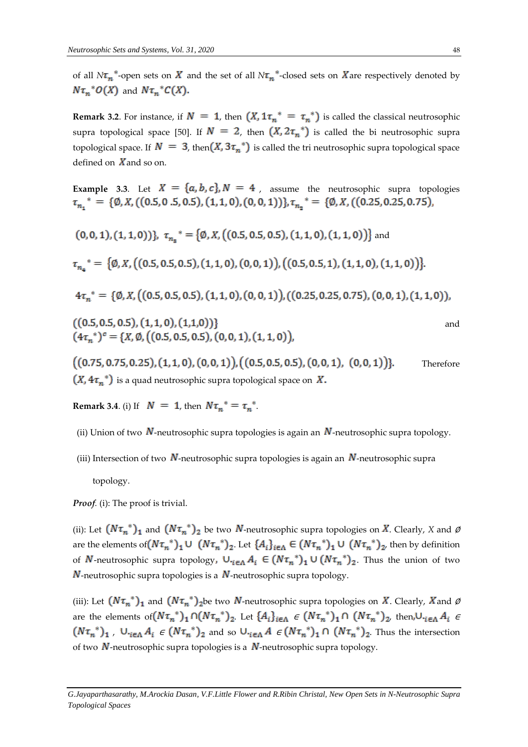of all $N\tau_n{}^*$-open sets on $X$ and the set of all $N\tau_n{}^*$-closed sets on $X$are respectively denoted by $N\tau_n{}^*O(X)$ and $N\tau_n{}^*C(X)$.

**Remark 3.2**. For instance, if $N = 1$, then $(X, 1\tau_n{}^* = \tau_n{}^*)$ is called the classical neutrosophic supra topological space [50]. If $N = 2$, then $(X, 2\tau_n{}^*)$ is called the bi neutrosophic supra topological space. If $N = 3$, then$(X, 3\tau_n{}^*)$ is called the tri neutrosophic supra topological space defined on $X$and so on.

**Example 3.3**. Let $X = \{a, b, c\}, N = 4$ , assume the neutrosophic supra topologies $\tau_{n_1}{}^* = \{\emptyset, X, ((0.5, 0 .5, 0.5), (1, 1, 0), (0, 0, 1))\}, \tau_{n_2}{}^* = \{\emptyset, X, ((0.25, 0.25, 0.75),$

$(0, 0, 1), (1, 1, 0))\}$, $\tau_{n_3}{}^* = \{\emptyset, X, ((0.5, 0.5, 0.5), (1, 1, 0), (1, 1, 0))\}$ and

$\tau_{n_4}{}^* = \{\emptyset, X, ((0.5, 0.5, 0.5), (1, 1, 0), (0, 0, 1)), ((0.5, 0.5, 1), (1, 1, 0), (1, 1, 0))\}$.

$4\tau_n{}^* = \{\emptyset, X, ((0.5, 0.5, 0.5), (1, 1, 0), (0, 0, 1)), ((0.25, 0.25, 0.75), (0, 0, 1), (1, 1, 0)),$

$((0.5, 0.5, 0.5), (1, 1, 0), (1,1,0))\}$ and
$(4\tau_n{}^*)^c = \{X, \emptyset, ((0.5, 0.5, 0.5), (0, 0, 1), (1, 1, 0)),$

$((0.75, 0.75, 0.25), (1, 1, 0), (0, 0, 1)), ((0.5, 0.5, 0.5), (0, 0, 1), (0, 0, 1))\}$. Therefore $(X, 4\tau_n{}^*)$ is a quad neutrosophic supra topological space on $X$.

**Remark 3.4**. (i) If $N = 1$, then $N\tau_n{}^* = \tau_n{}^*$.

(ii) Union of two $N$-neutrosophic supra topologies is again an $N$-neutrosophic supra topology.

(iii) Intersection of two $N$-neutrosophic supra topologies is again an $N$-neutrosophic supra topology.

*Proof.* (i): The proof is trivial.

(ii): Let $(N\tau_n{}^*)_1$ and $(N\tau_n{}^*)_2$ be two $N$-neutrosophic supra topologies on $X$. Clearly, $X$ and $\emptyset$ are the elements of$(N\tau_n{}^*)_1 \cup (N\tau_n{}^*)_2$. Let $\{A_i\}_{i\in\Lambda} \in (N\tau_n{}^*)_1 \cup (N\tau_n{}^*)_2$, then by definition of $N$-neutrosophic supra topology, $\cup_{i\in\Lambda} A_i \in (N\tau_n{}^*)_1 \cup (N\tau_n{}^*)_2$. Thus the union of two $N$-neutrosophic supra topologies is a $N$-neutrosophic supra topology.

(iii): Let $(N\tau_n{}^*)_1$ and $(N\tau_n{}^*)_2$be two $N$-neutrosophic supra topologies on $X$. Clearly, $X$and $\emptyset$ are the elements of$(N\tau_n{}^*)_1 \cap (N\tau_n{}^*)_2$. Let $\{A_i\}_{i\in\Lambda} \in (N\tau_n{}^*)_1 \cap (N\tau_n{}^*)_2$, then,$\cup_{i\in\Lambda} A_i \in (N\tau_n{}^*)_1$ , $\cup_{i\in\Lambda} A_i \in (N\tau_n{}^*)_2$ and so $\cup_{i\in\Lambda} A \in (N\tau_n{}^*)_1 \cap (N\tau_n{}^*)_2$. Thus the intersection of two $N$-neutrosophic supra topologies is a $N$-neutrosophic supra topology.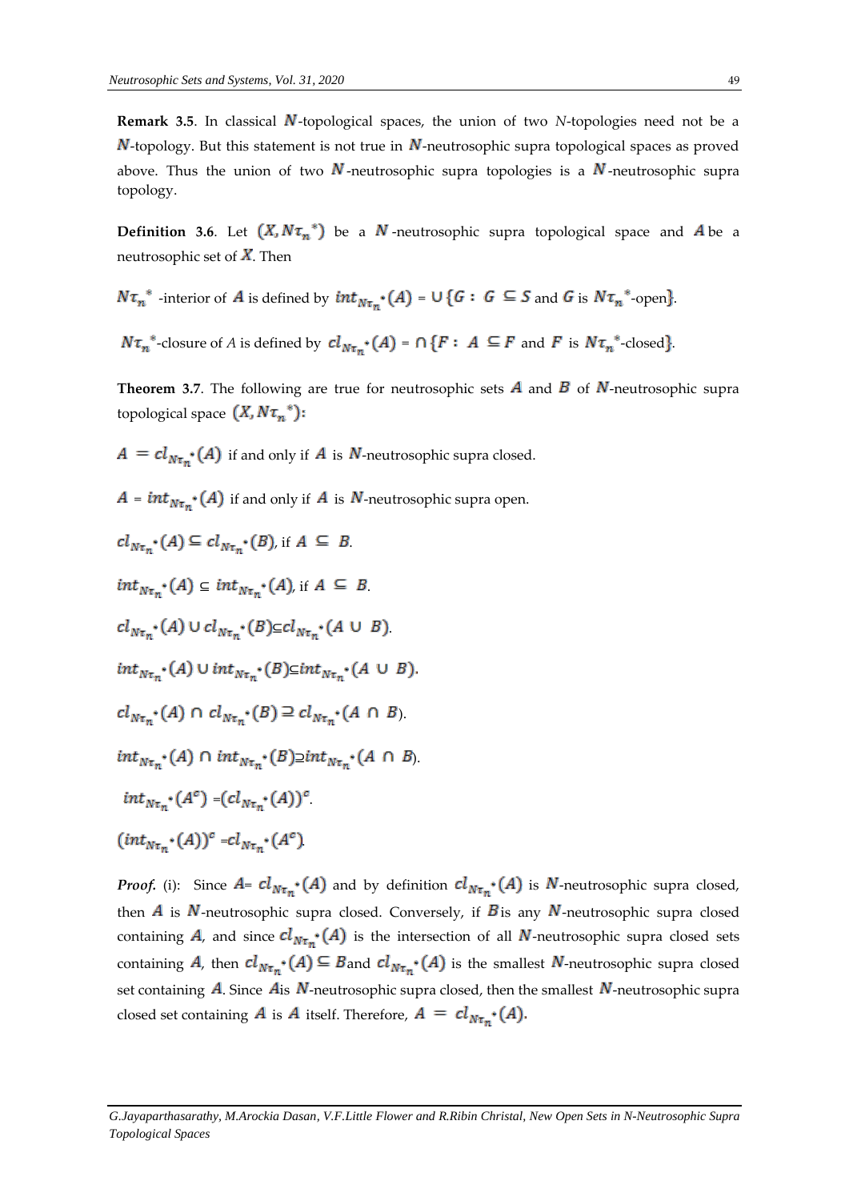**Remark 3.5**. In classical $N$-topological spaces, the union of two $N$-topologies need not be a $N$-topology. But this statement is not true in $N$-neutrosophic supra topological spaces as proved above. Thus the union of two $N$-neutrosophic supra topologies is a $N$-neutrosophic supra topology.

**Definition 3.6**. Let $(X, N\tau_n{}^*)$ be a $N$-neutrosophic supra topological space and $A$ be a neutrosophic set of $X$. Then

$N\tau_n{}^*$ -interior of $A$ is defined by $int_{N\tau_n{}^*}(A) = \cup\{G : G \subseteq S$ and $G$ is $N\tau_n{}^*$-open$\}$.

$N\tau_n{}^*$-closure of $A$ is defined by $cl_{N\tau_n{}^*}(A) = \cap\{F : A \subseteq F$ and $F$ is $N\tau_n{}^*$-closed$\}$.

**Theorem 3.7**. The following are true for neutrosophic sets $A$ and $B$ of $N$-neutrosophic supra topological space $(X, N\tau_n{}^*)$:

$A = cl_{N\tau_n{}^*}(A)$ if and only if $A$ is $N$-neutrosophic supra closed.

$A = int_{N\tau_n{}^*}(A)$ if and only if $A$ is $N$-neutrosophic supra open.

$cl_{N\tau_n{}^*}(A) \subseteq cl_{N\tau_n{}^*}(B)$, if $A \subseteq B$.

$int_{N\tau_n{}^*}(A) \subseteq int_{N\tau_n{}^*}(A)$, if $A \subseteq B$.

$cl_{N\tau_n{}^*}(A) \cup cl_{N\tau_n{}^*}(B) \subseteq cl_{N\tau_n{}^*}(A \cup B)$.

$int_{N\tau_n{}^*}(A) \cup int_{N\tau_n{}^*}(B) \subseteq int_{N\tau_n{}^*}(A \cup B)$.

$cl_{N\tau_n{}^*}(A) \cap cl_{N\tau_n{}^*}(B) \supseteq cl_{N\tau_n{}^*}(A \cap B)$.

$int_{N\tau_n{}^*}(A) \cap int_{N\tau_n{}^*}(B) \supseteq int_{N\tau_n{}^*}(A \cap B)$.

$int_{N\tau_n{}^*}(A^c) = (cl_{N\tau_n{}^*}(A))^c$.

$(int_{N\tau_n{}^*}(A))^c = cl_{N\tau_n{}^*}(A^c)$.

***Proof.*** (i): Since $A = cl_{N\tau_n{}^*}(A)$ and by definition $cl_{N\tau_n{}^*}(A)$ is $N$-neutrosophic supra closed, then $A$ is $N$-neutrosophic supra closed. Conversely, if $B$ is any $N$-neutrosophic supra closed containing $A$, and since $cl_{N\tau_n{}^*}(A)$ is the intersection of all $N$-neutrosophic supra closed sets containing $A$, then $cl_{N\tau_n{}^*}(A) \subseteq B$ and $cl_{N\tau_n{}^*}(A)$ is the smallest $N$-neutrosophic supra closed set containing $A$. Since $A$ is $N$-neutrosophic supra closed, then the smallest $N$-neutrosophic supra closed set containing $A$ is $A$ itself. Therefore, $A = cl_{N\tau_n{}^*}(A)$.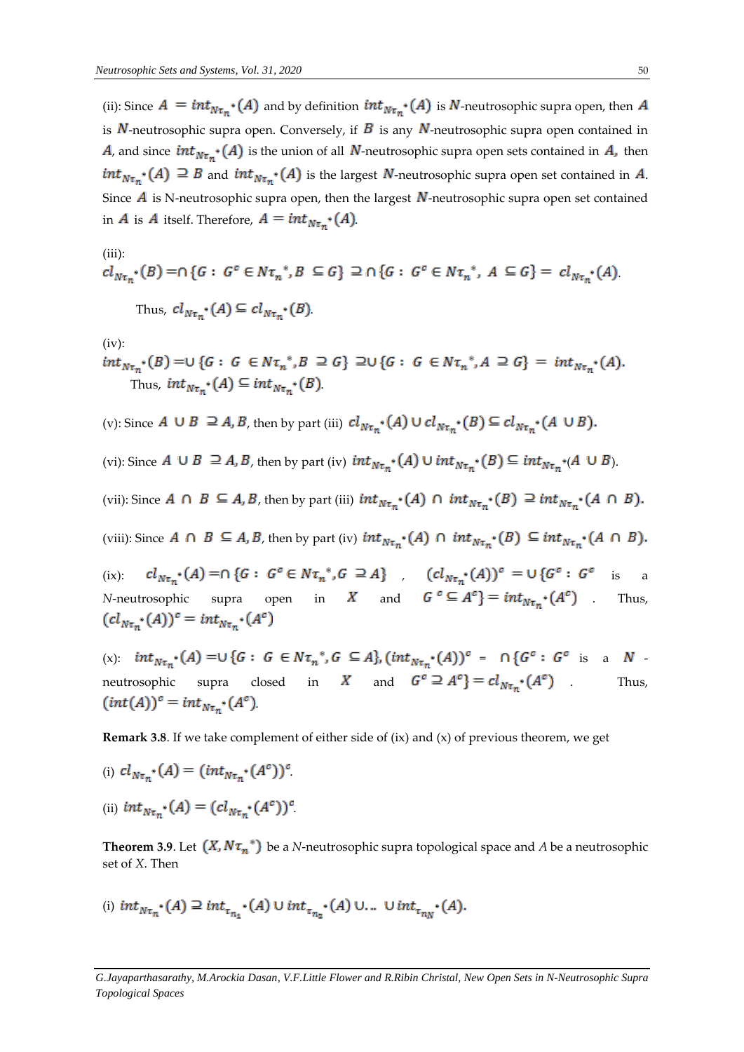(ii): Since $A = int_{N\tau_n^*}(A)$ and by definition $int_{N\tau_n^*}(A)$ is $N$-neutrosophic supra open, then $A$ is $N$-neutrosophic supra open. Conversely, if $B$ is any $N$-neutrosophic supra open contained in $A$, and since $int_{N\tau_n^*}(A)$ is the union of all $N$-neutrosophic supra open sets contained in $A$, then $int_{N\tau_n^*}(A) \supseteq B$ and $int_{N\tau_n^*}(A)$ is the largest $N$-neutrosophic supra open set contained in $A$. Since $A$ is N-neutrosophic supra open, then the largest $N$-neutrosophic supra open set contained in $A$ is $A$ itself. Therefore, $A = int_{N\tau_n^*}(A)$.

(iii):

$$cl_{N\tau_n^*}(B) = \cap\{G : G^c \in N\tau_n{}^*, B \subseteq G\} \supseteq \cap\{G : G^c \in N\tau_n{}^*, A \subseteq G\} = cl_{N\tau_n^*}(A).$$

Thus, $cl_{N\tau_n^*}(A) \subseteq cl_{N\tau_n^*}(B)$.

(iv):

$$int_{N\tau_n^*}(B) = \cup\{G : G \in N\tau_n{}^*, B \supseteq G\} \supseteq \cup\{G : G \in N\tau_n{}^*, A \supseteq G\} = int_{N\tau_n^*}(A).$$

Thus, $int_{N\tau_n^*}(A) \subseteq int_{N\tau_n^*}(B)$.

(v): Since $A \cup B \supseteq A, B$, then by part (iii) $cl_{N\tau_n^*}(A) \cup cl_{N\tau_n^*}(B) \subseteq cl_{N\tau_n^*}(A \cup B)$.

(vi): Since $A \cup B \supseteq A, B$, then by part (iv) $int_{N\tau_n^*}(A) \cup int_{N\tau_n^*}(B) \subseteq int_{N\tau_n^*}(A \cup B)$.

(vii): Since $A \cap B \subseteq A, B$, then by part (iii) $int_{N\tau_n^*}(A) \cap int_{N\tau_n^*}(B) \supseteq int_{N\tau_n^*}(A \cap B)$.

(viii): Since $A \cap B \subseteq A, B$, then by part (iv) $int_{N\tau_n^*}(A) \cap int_{N\tau_n^*}(B) \subseteq int_{N\tau_n^*}(A \cap B)$.

(ix): $cl_{N\tau_n^*}(A) = \cap\{G : G^c \in N\tau_n{}^*, G \supseteq A\}$ , $(cl_{N\tau_n^*}(A))^c = \cup\{G^c : G^c$ is a $N$-neutrosophic supra open in $X$ and $G^c \subseteq A^c\} = int_{N\tau_n^*}(A^c)$ . Thus, $(cl_{N\tau_n^*}(A))^c = int_{N\tau_n^*}(A^c)$

(x): $int_{N\tau_n^*}(A) = \cup\{G : G \in N\tau_n{}^*, G \subseteq A\}, (int_{N\tau_n^*}(A))^c = \cap\{G^c : G^c$ is a $N$-neutrosophic supra closed in $X$ and $G^c \supseteq A^c\} = cl_{N\tau_n^*}(A^c)$ . Thus, $(int(A))^c = int_{N\tau_n^*}(A^c)$.

**Remark 3.8**. If we take complement of either side of (ix) and (x) of previous theorem, we get

(i) $cl_{N\tau_n^*}(A) = (int_{N\tau_n^*}(A^c))^c$.

(ii) $int_{N\tau_n^*}(A) = (cl_{N\tau_n^*}(A^c))^c$.

**Theorem 3.9**. Let $(X, N\tau_n{}^*)$ be a *N*-neutrosophic supra topological space and *A* be a neutrosophic set of *X*. Then

(i) $int_{N\tau_n^*}(A) \supseteq int_{\tau_{n_1}^*}(A) \cup int_{\tau_{n_2}^*}(A) \cup \ldots \cup int_{\tau_{n_N}^*}(A)$.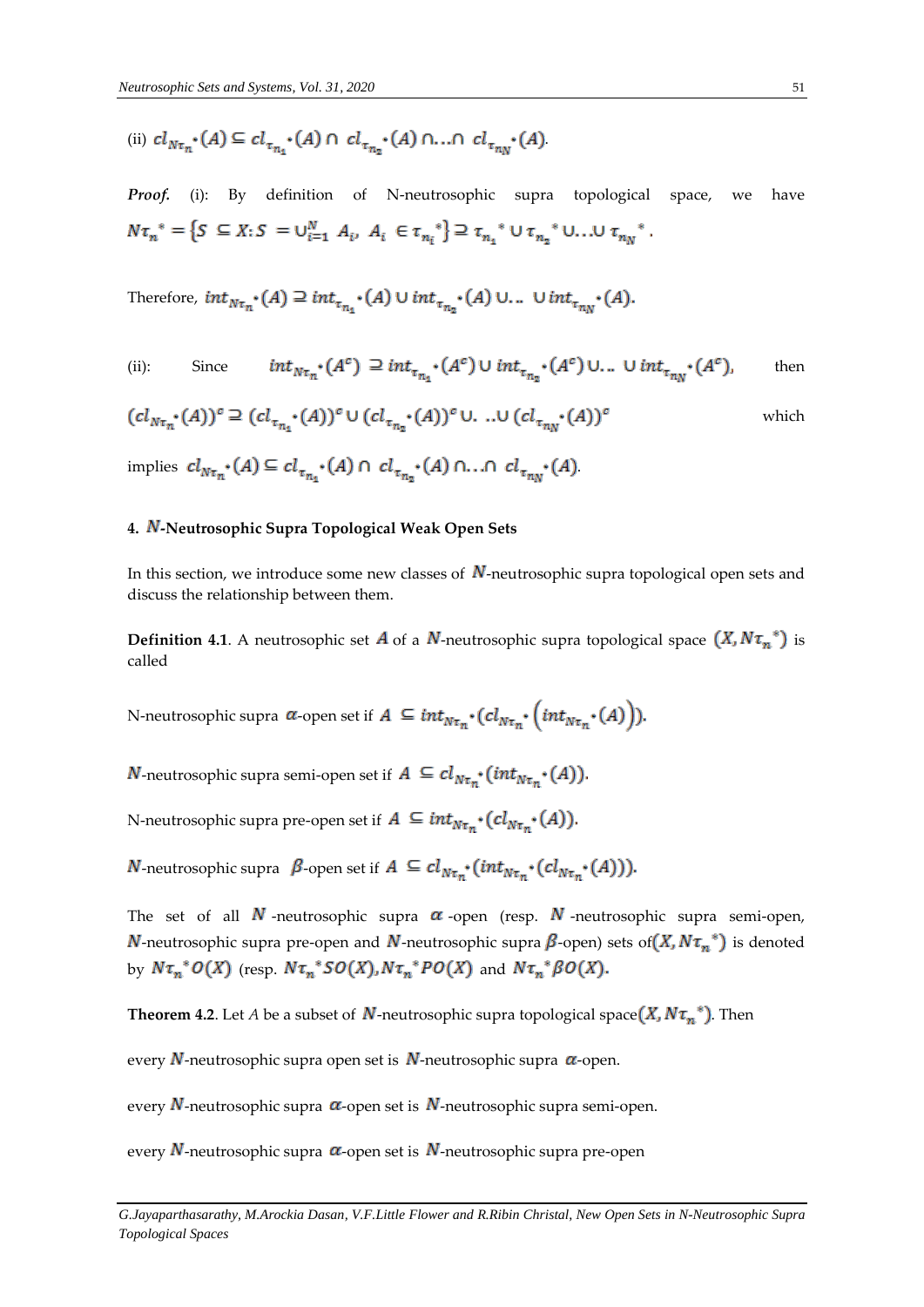(ii) $cl_{N\tau_n^*}(A) \subseteq cl_{\tau_{n_1}^*}(A) \cap cl_{\tau_{n_2}^*}(A) \cap \ldots \cap cl_{\tau_{n_N}^*}(A)$.

***Proof.*** (i): By definition of N-neutrosophic supra topological space, we have $N\tau_n^* = \{S \subseteq X : S = \cup_{i=1}^{N} A_i,\ A_i \in \tau_{n_i}^*\} \supseteq \tau_{n_1}^* \cup \tau_{n_2}^* \cup \ldots \cup \tau_{n_N}^*$.

Therefore, $int_{N\tau_n^*}(A) \supseteq int_{\tau_{n_1}^*}(A) \cup int_{\tau_{n_2}^*}(A) \cup \ldots \cup int_{\tau_{n_N}^*}(A)$.

(ii): Since $int_{N\tau_n^*}(A^c) \supseteq int_{\tau_{n_1}^*}(A^c) \cup int_{\tau_{n_2}^*}(A^c) \cup \ldots \cup int_{\tau_{n_N}^*}(A^c)$, then $(cl_{N\tau_n^*}(A))^c \supseteq (cl_{\tau_{n_1}^*}(A))^c \cup (cl_{\tau_{n_2}^*}(A))^c \cup \ldots \cup (cl_{\tau_{n_N}^*}(A))^c$ which implies $cl_{N\tau_n^*}(A) \subseteq cl_{\tau_{n_1}^*}(A) \cap cl_{\tau_{n_2}^*}(A) \cap \ldots \cap cl_{\tau_{n_N}^*}(A)$.

#### 4. $N$-Neutrosophic Supra Topological Weak Open Sets

In this section, we introduce some new classes of $N$-neutrosophic supra topological open sets and discuss the relationship between them.

**Definition 4.1**. A neutrosophic set $A$ of a $N$-neutrosophic supra topological space $(X, N\tau_n^*)$ is called

N-neutrosophic supra $\alpha$-open set if $A \subseteq int_{N\tau_n^*}(cl_{N\tau_n^*}(int_{N\tau_n^*}(A)))$.

$N$-neutrosophic supra semi-open set if $A \subseteq cl_{N\tau_n^*}(int_{N\tau_n^*}(A))$.

N-neutrosophic supra pre-open set if $A \subseteq int_{N\tau_n^*}(cl_{N\tau_n^*}(A))$.

$N$-neutrosophic supra $\beta$-open set if $A \subseteq cl_{N\tau_n^*}(int_{N\tau_n^*}(cl_{N\tau_n^*}(A)))$.

The set of all $N$-neutrosophic supra $\alpha$-open (resp. $N$-neutrosophic supra semi-open, $N$-neutrosophic supra pre-open and $N$-neutrosophic supra $\beta$-open) sets of $(X, N\tau_n^*)$ is denoted by $N\tau_n^*O(X)$ (resp. $N\tau_n^*SO(X), N\tau_n^*PO(X)$ and $N\tau_n^*\beta O(X)$.

**Theorem 4.2**. Let $A$ be a subset of $N$-neutrosophic supra topological space $(X, N\tau_n^*)$. Then

every $N$-neutrosophic supra open set is $N$-neutrosophic supra $\alpha$-open.

every $N$-neutrosophic supra $\alpha$-open set is $N$-neutrosophic supra semi-open.

every $N$-neutrosophic supra $\alpha$-open set is $N$-neutrosophic supra pre-open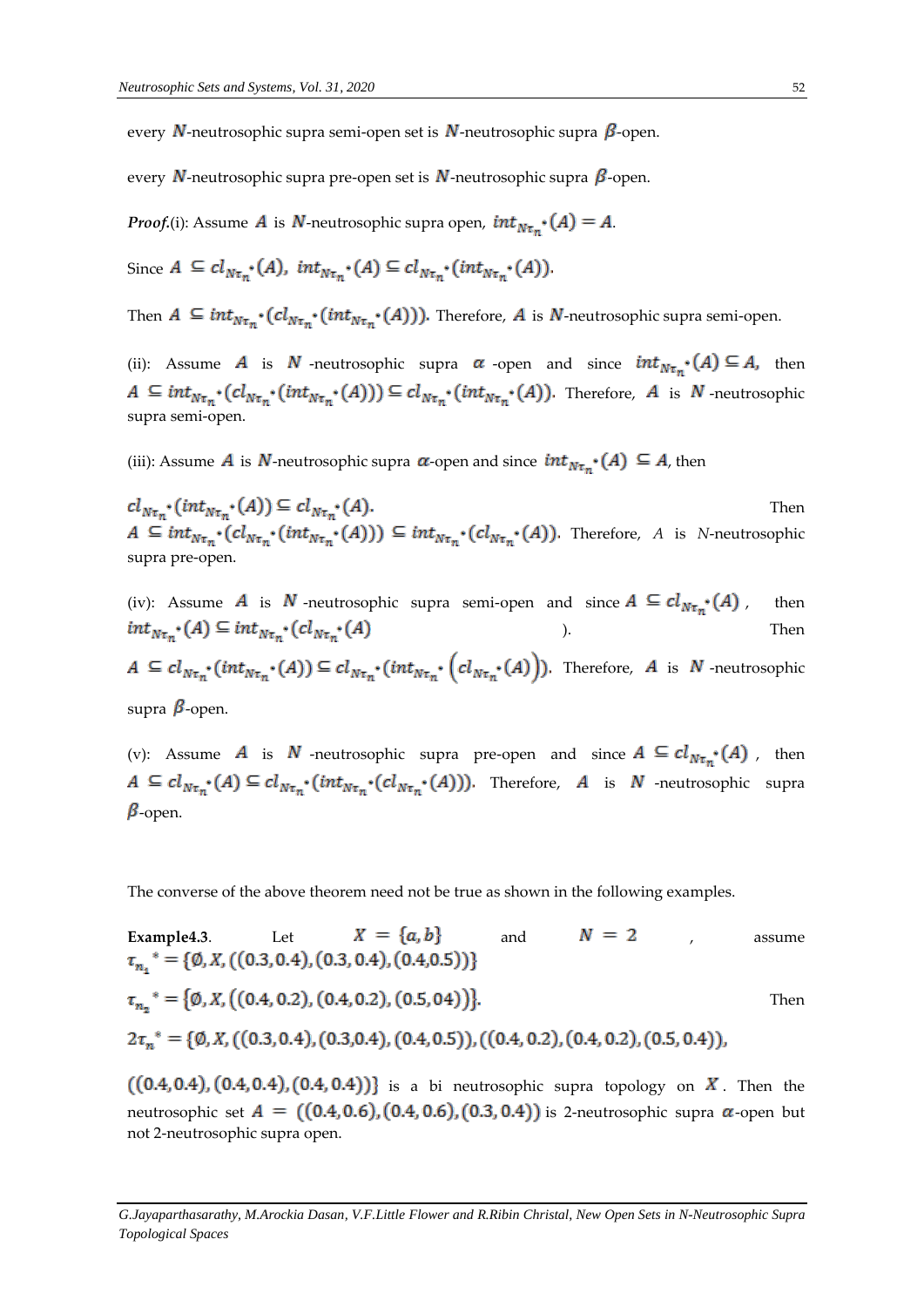every $N$-neutrosophic supra semi-open set is $N$-neutrosophic supra $\beta$-open.

every $N$-neutrosophic supra pre-open set is $N$-neutrosophic supra $\beta$-open.

***Proof.***(i): Assume $A$ is $N$-neutrosophic supra open, $int_{N\tau_n^*}(A) = A$.

Since $A \subseteq cl_{N\tau_n^*}(A)$, $int_{N\tau_n^*}(A) \subseteq cl_{N\tau_n^*}(int_{N\tau_n^*}(A))$.

Then $A \subseteq int_{N\tau_n^*}(cl_{N\tau_n^*}(int_{N\tau_n^*}(A)))$. Therefore, $A$ is $N$-neutrosophic supra semi-open.

(ii): Assume $A$ is $N$-neutrosophic supra $\alpha$-open and since $int_{N\tau_n^*}(A) \subseteq A$, then $A \subseteq int_{N\tau_n^*}(cl_{N\tau_n^*}(int_{N\tau_n^*}(A))) \subseteq cl_{N\tau_n^*}(int_{N\tau_n^*}(A))$. Therefore, $A$ is $N$-neutrosophic supra semi-open.

(iii): Assume $A$ is $N$-neutrosophic supra $\alpha$-open and since $int_{N\tau_n^*}(A) \subseteq A$, then

$cl_{N\tau_n^*}(int_{N\tau_n^*}(A)) \subseteq cl_{N\tau_n^*}(A)$. Then $A \subseteq int_{N\tau_n^*}(cl_{N\tau_n^*}(int_{N\tau_n^*}(A))) \subseteq int_{N\tau_n^*}(cl_{N\tau_n^*}(A))$. Therefore, $A$ is $N$-neutrosophic supra pre-open.

(iv): Assume $A$ is $N$-neutrosophic supra semi-open and since $A \subseteq cl_{N\tau_n^*}(A)$, then $int_{N\tau_n^*}(A) \subseteq int_{N\tau_n^*}(cl_{N\tau_n^*}(A)$ ). Then $A \subseteq cl_{N\tau_n^*}(int_{N\tau_n^*}(A)) \subseteq cl_{N\tau_n^*}\left(int_{N\tau_n^*}\left(cl_{N\tau_n^*}(A)\right)\right)$. Therefore, $A$ is $N$-neutrosophic supra $\beta$-open.

(v): Assume $A$ is $N$-neutrosophic supra pre-open and since $A \subseteq cl_{N\tau_n^*}(A)$, then $A \subseteq cl_{N\tau_n^*}(A) \subseteq cl_{N\tau_n^*}(int_{N\tau_n^*}(cl_{N\tau_n^*}(A)))$. Therefore, $A$ is $N$-neutrosophic supra $\beta$-open.

The converse of the above theorem need not be true as shown in the following examples.

**Example4.3**. Let $X = \{a, b\}$ and $N = 2$, assume $\tau_{n_1}{}^* = \{\emptyset, X, ((0.3, 0.4), (0.3, 0.4), (0.4, 0.5))\}$

$\tau_{n_2}{}^* = \{\emptyset, X, ((0.4, 0.2), (0.4, 0.2), (0.5, 04))\}$. Then

$2\tau_n{}^* = \{\emptyset, X, ((0.3, 0.4), (0.3, 0.4), (0.4, 0.5)), ((0.4, 0.2), (0.4, 0.2), (0.5, 0.4)),$

$((0.4, 0.4), (0.4, 0.4), (0.4, 0.4))\}$ is a bi neutrosophic supra topology on $X$. Then the neutrosophic set $A = ((0.4, 0.6), (0.4, 0.6), (0.3, 0.4))$ is 2-neutrosophic supra $\alpha$-open but not 2-neutrosophic supra open.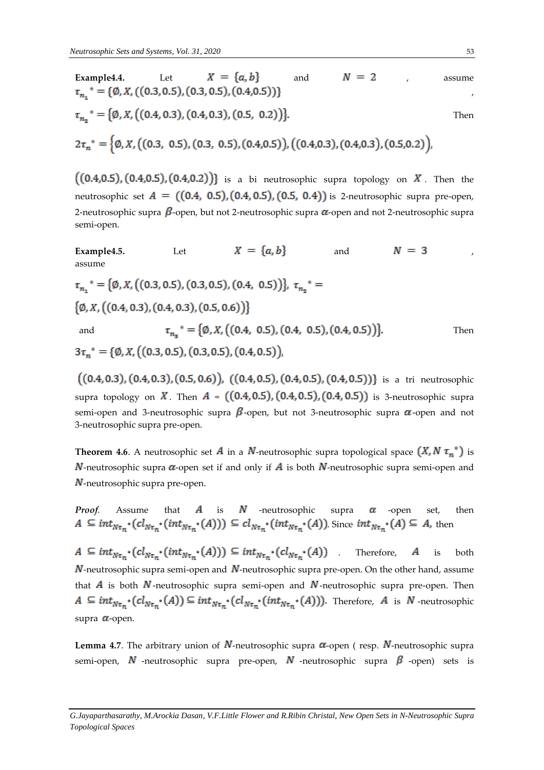**Example4.4.** Let $X = \{a, b\}$ and $N = 2$, assume $\tau_{n_1}{}^* = \{\emptyset, X, ((0.3, 0.5), (0.3, 0.5), (0.4, 0.5))\}$, $\tau_{n_2}{}^* = \{\emptyset, X, ((0.4, 0.3), (0.4, 0.3), (0.5, 0.2))\}$. Then $2\tau_n{}^* = \{\emptyset, X, ((0.3, 0.5), (0.3, 0.5), (0.4, 0.5)), ((0.4, 0.3), (0.4, 0.3), (0.5, 0.2)),$ $((0.4, 0.5), (0.4, 0.5), (0.4, 0.2))\}$ is a bi neutrosophic supra topology on $X$. Then the neutrosophic set $A = ((0.4, 0.5), (0.4, 0.5), (0.5, 0.4))$ is 2-neutrosophic supra pre-open, 2-neutrosophic supra $\beta$-open, but not 2-neutrosophic supra $\alpha$-open and not 2-neutrosophic supra semi-open.

**Example4.5.** Let $X = \{a, b\}$ and $N = 3$, assume

$\tau_{n_1}{}^* = \{\emptyset, X, ((0.3, 0.5), (0.3, 0.5), (0.4, 0.5))\}$, $\tau_{n_2}{}^* = \{\emptyset, X, ((0.4, 0.3), (0.4, 0.3), (0.5, 0.6))\}$

and $\tau_{n_3}{}^* = \{\emptyset, X, ((0.4, 0.5), (0.4, 0.5), (0.4, 0.5))\}$. Then $3\tau_n{}^* = \{\emptyset, X, ((0.3, 0.5), (0.3, 0.5), (0.4, 0.5)),$

$((0.4, 0.3), (0.4, 0.3), (0.5, 0.6)), ((0.4, 0.5), (0.4, 0.5), (0.4, 0.5))\}$ is a tri neutrosophic supra topology on $X$. Then $A = ((0.4, 0.5), (0.4, 0.5), (0.4, 0.5))$ is 3-neutrosophic supra semi-open and 3-neutrosophic supra $\beta$-open, but not 3-neutrosophic supra $\alpha$-open and not 3-neutrosophic supra pre-open.

**Theorem 4.6**. A neutrosophic set $A$ in a $N$-neutrosophic supra topological space $(X, N\tau_n{}^*)$ is $N$-neutrosophic supra $\alpha$-open set if and only if $A$ is both $N$-neutrosophic supra semi-open and $N$-neutrosophic supra pre-open.

*Proof.* Assume that $A$ is $N$-neutrosophic supra $\alpha$-open set, then $A \subseteq int_{N\tau_n{}^*}(cl_{N\tau_n{}^*}(int_{N\tau_n{}^*}(A))) \subseteq cl_{N\tau_n{}^*}(int_{N\tau_n{}^*}(A))$. Since $int_{N\tau_n{}^*}(A) \subseteq A$, then

$A \subseteq int_{N\tau_n{}^*}(cl_{N\tau_n{}^*}(int_{N\tau_n{}^*}(A))) \subseteq int_{N\tau_n{}^*}(cl_{N\tau_n{}^*}(A))$. Therefore, $A$ is both $N$-neutrosophic supra semi-open and $N$-neutrosophic supra pre-open. On the other hand, assume that $A$ is both $N$-neutrosophic supra semi-open and $N$-neutrosophic supra pre-open. Then $A \subseteq int_{N\tau_n{}^*}(cl_{N\tau_n{}^*}(A)) \subseteq int_{N\tau_n{}^*}(cl_{N\tau_n{}^*}(int_{N\tau_n{}^*}(A)))$. Therefore, $A$ is $N$-neutrosophic supra $\alpha$-open.

**Lemma 4.7**. The arbitrary union of $N$-neutrosophic supra $\alpha$-open ( resp. $N$-neutrosophic supra semi-open, $N$-neutrosophic supra pre-open, $N$-neutrosophic supra $\beta$-open) sets is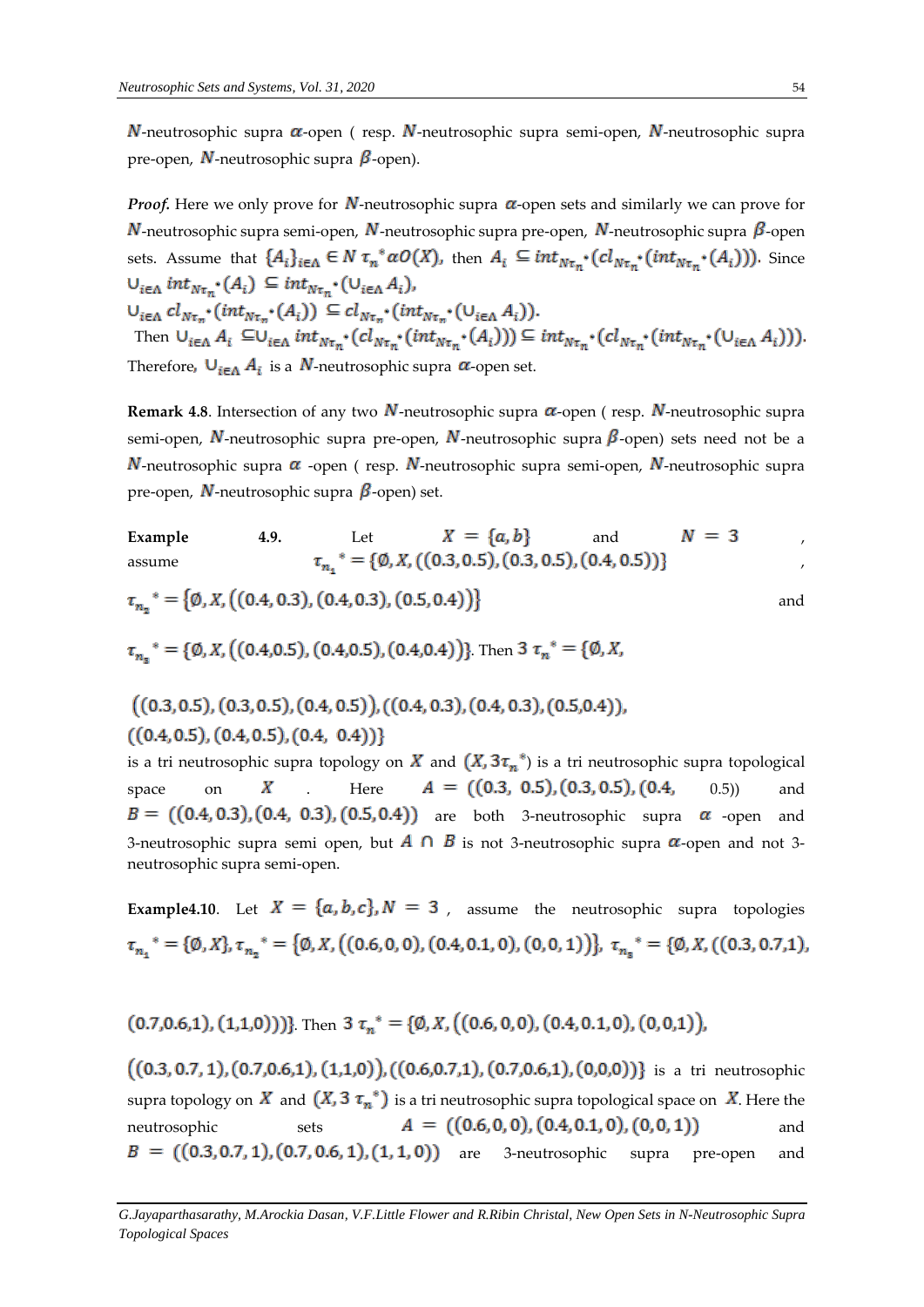$N$-neutrosophic supra $\alpha$-open ( resp. $N$-neutrosophic supra semi-open, $N$-neutrosophic supra pre-open, $N$-neutrosophic supra $\beta$-open).

***Proof.*** Here we only prove for $N$-neutrosophic supra $\alpha$-open sets and similarly we can prove for $N$-neutrosophic supra semi-open, $N$-neutrosophic supra pre-open, $N$-neutrosophic supra $\beta$-open sets. Assume that $\{A_i\}_{i\in\Lambda} \in N\,\tau_n{}^*\alpha O(X)$, then $A_i \subseteq int_{N\tau_n{}^*}(cl_{N\tau_n{}^*}(int_{N\tau_n{}^*}(A_i)))$. Since $\cup_{i\in\Lambda} int_{N\tau_n{}^*}(A_i) \subseteq int_{N\tau_n{}^*}(\cup_{i\in\Lambda} A_i)$,
$\cup_{i\in\Lambda} cl_{N\tau_n{}^*}(int_{N\tau_n{}^*}(A_i)) \subseteq cl_{N\tau_n{}^*}(int_{N\tau_n{}^*}(\cup_{i\in\Lambda} A_i))$.
Then $\cup_{i\in\Lambda} A_i \subseteq \cup_{i\in\Lambda} int_{N\tau_n{}^*}(cl_{N\tau_n{}^*}(int_{N\tau_n{}^*}(A_i))) \subseteq int_{N\tau_n{}^*}(cl_{N\tau_n{}^*}(int_{N\tau_n{}^*}(\cup_{i\in\Lambda} A_i)))$.
Therefore, $\cup_{i\in\Lambda} A_i$ is a $N$-neutrosophic supra $\alpha$-open set.

**Remark 4.8**. Intersection of any two $N$-neutrosophic supra $\alpha$-open ( resp. $N$-neutrosophic supra semi-open, $N$-neutrosophic supra pre-open, $N$-neutrosophic supra $\beta$-open) sets need not be a $N$-neutrosophic supra $\alpha$ -open ( resp. $N$-neutrosophic supra semi-open, $N$-neutrosophic supra pre-open, $N$-neutrosophic supra $\beta$-open) set.

**Example 4.9.** Let $X = \{a,b\}$ and $N = 3$, assume $\tau_{n_1}{}^* = \{\emptyset, X, ((0.3,0.5),(0.3,0.5),(0.4,0.5))\}$, $\tau_{n_2}{}^* = \{\emptyset, X, ((0.4,0.3),(0.4,0.3),(0.5,0.4))\}$ and $\tau_{n_3}{}^* = \{\emptyset, X, ((0.4,0.5),(0.4,0.5),(0.4,0.4))\}$. Then $3\,\tau_n{}^* = \{\emptyset, X,$
$((0.3,0.5),(0.3,0.5),(0.4,0.5)), ((0.4,0.3),(0.4,0.3),(0.5,0.4)),$
$((0.4,0.5),(0.4,0.5),(0.4,\ 0.4))\}$
is a tri neutrosophic supra topology on $X$ and $(X, 3\tau_n{}^*)$ is a tri neutrosophic supra topological space on $X$. Here $A = ((0.3,\ 0.5),(0.3,0.5),(0.4,\ 0.5))$ and $B = ((0.4,0.3),(0.4,\ 0.3),(0.5,0.4))$ are both 3-neutrosophic supra $\alpha$ -open and 3-neutrosophic supra semi open, but $A \cap B$ is not 3-neutrosophic supra $\alpha$-open and not 3-neutrosophic supra semi-open.

**Example4.10**. Let $X = \{a,b,c\}, N = 3$, assume the neutrosophic supra topologies $\tau_{n_1}{}^* = \{\emptyset, X\}, \tau_{n_2}{}^* = \{\emptyset, X, ((0.6,0,0),(0.4,0.1,0),(0,0,1))\}$, $\tau_{n_3}{}^* = \{\emptyset, X, ((0.3,0.7,1),$
$(0.7,0.6,1),(1,1,0)))\}$. Then $3\,\tau_n{}^* = \{\emptyset, X, ((0.6,0,0),(0.4,0.1,0),(0,0,1)),$
$((0.3,0.7,1),(0.7,0.6,1),(1,1,0)), ((0.6,0.7,1),(0.7,0.6,1),(0,0,0))\}$ is a tri neutrosophic supra topology on $X$ and $(X, 3\,\tau_n{}^*)$ is a tri neutrosophic supra topological space on $X$. Here the neutrosophic sets $A = ((0.6,0,0),(0.4,0.1,0),(0,0,1))$ and $B = ((0.3,0.7,1),(0.7,0.6,1),(1,1,0))$ are 3-neutrosophic supra pre-open and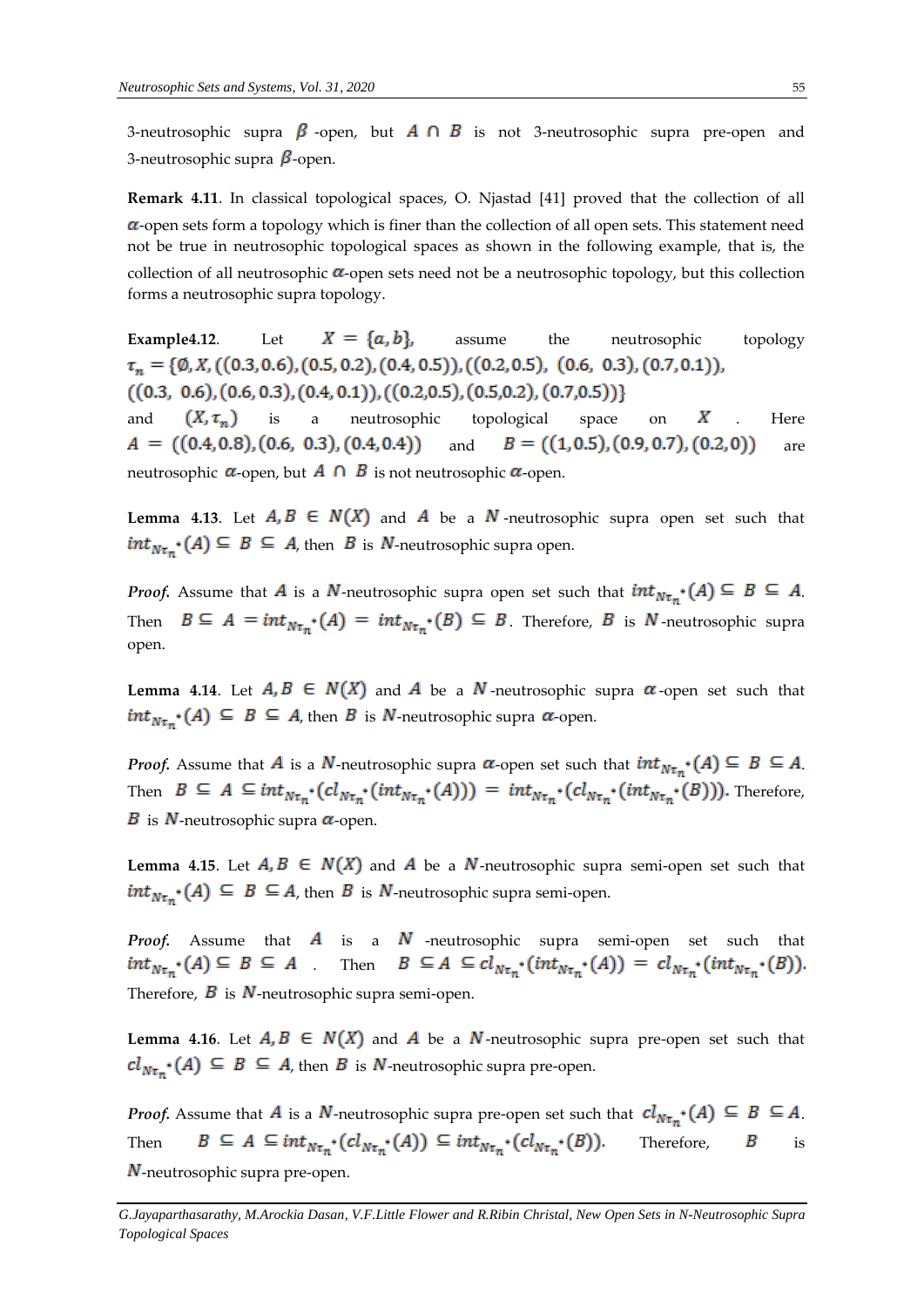3-neutrosophic supra $\beta$-open, but $A \cap B$ is not 3-neutrosophic supra pre-open and 3-neutrosophic supra $\beta$-open.

**Remark 4.11**. In classical topological spaces, O. Njastad [41] proved that the collection of all $\alpha$-open sets form a topology which is finer than the collection of all open sets. This statement need not be true in neutrosophic topological spaces as shown in the following example, that is, the collection of all neutrosophic $\alpha$-open sets need not be a neutrosophic topology, but this collection forms a neutrosophic supra topology.

**Example4.12**. Let $X = \{a, b\}$, assume the neutrosophic topology $\tau_n = \{\emptyset, X, ((0.3,0.6),(0.5,0.2),(0.4,0.5)),((0.2,0.5),\ (0.6,\ 0.3),(0.7,0.1)),$ $((0.3,\ 0.6),(0.6,0.3),(0.4,0.1)),((0.2,0.5),(0.5,0.2),(0.7,0.5))\}$ and $(X, \tau_n)$ is a neutrosophic topological space on $X$. Here $A = ((0.4,0.8),(0.6,\ 0.3),(0.4,0.4))$ and $B = ((1,0.5),(0.9,0.7),(0.2,0))$ are neutrosophic $\alpha$-open, but $A \cap B$ is not neutrosophic $\alpha$-open.

**Lemma 4.13**. Let $A, B \in N(X)$ and $A$ be a $N$-neutrosophic supra open set such that $int_{N\tau_n^*}(A) \subseteq B \subseteq A$, then $B$ is $N$-neutrosophic supra open.

*Proof.* Assume that $A$ is a $N$-neutrosophic supra open set such that $int_{N\tau_n^*}(A) \subseteq B \subseteq A$. Then $B \subseteq A = int_{N\tau_n^*}(A) = int_{N\tau_n^*}(B) \subseteq B$. Therefore, $B$ is $N$-neutrosophic supra open.

**Lemma 4.14**. Let $A, B \in N(X)$ and $A$ be a $N$-neutrosophic supra $\alpha$-open set such that $int_{N\tau_n^*}(A) \subseteq B \subseteq A$, then $B$ is $N$-neutrosophic supra $\alpha$-open.

*Proof.* Assume that $A$ is a $N$-neutrosophic supra $\alpha$-open set such that $int_{N\tau_n^*}(A) \subseteq B \subseteq A$. Then $B \subseteq A \subseteq int_{N\tau_n^*}(cl_{N\tau_n^*}(int_{N\tau_n^*}(A))) = int_{N\tau_n^*}(cl_{N\tau_n^*}(int_{N\tau_n^*}(B)))$. Therefore, $B$ is $N$-neutrosophic supra $\alpha$-open.

**Lemma 4.15**. Let $A, B \in N(X)$ and $A$ be a $N$-neutrosophic supra semi-open set such that $int_{N\tau_n^*}(A) \subseteq B \subseteq A$, then $B$ is $N$-neutrosophic supra semi-open.

*Proof.* Assume that $A$ is a $N$-neutrosophic supra semi-open set such that $int_{N\tau_n^*}(A) \subseteq B \subseteq A$. Then $B \subseteq A \subseteq cl_{N\tau_n^*}(int_{N\tau_n^*}(A)) = cl_{N\tau_n^*}(int_{N\tau_n^*}(B))$. Therefore, $B$ is $N$-neutrosophic supra semi-open.

**Lemma 4.16**. Let $A, B \in N(X)$ and $A$ be a $N$-neutrosophic supra pre-open set such that $cl_{N\tau_n^*}(A) \subseteq B \subseteq A$, then $B$ is $N$-neutrosophic supra pre-open.

*Proof.* Assume that $A$ is a $N$-neutrosophic supra pre-open set such that $cl_{N\tau_n^*}(A) \subseteq B \subseteq A$. Then $B \subseteq A \subseteq int_{N\tau_n^*}(cl_{N\tau_n^*}(A)) \subseteq int_{N\tau_n^*}(cl_{N\tau_n^*}(B))$. Therefore, $B$ is $N$-neutrosophic supra pre-open.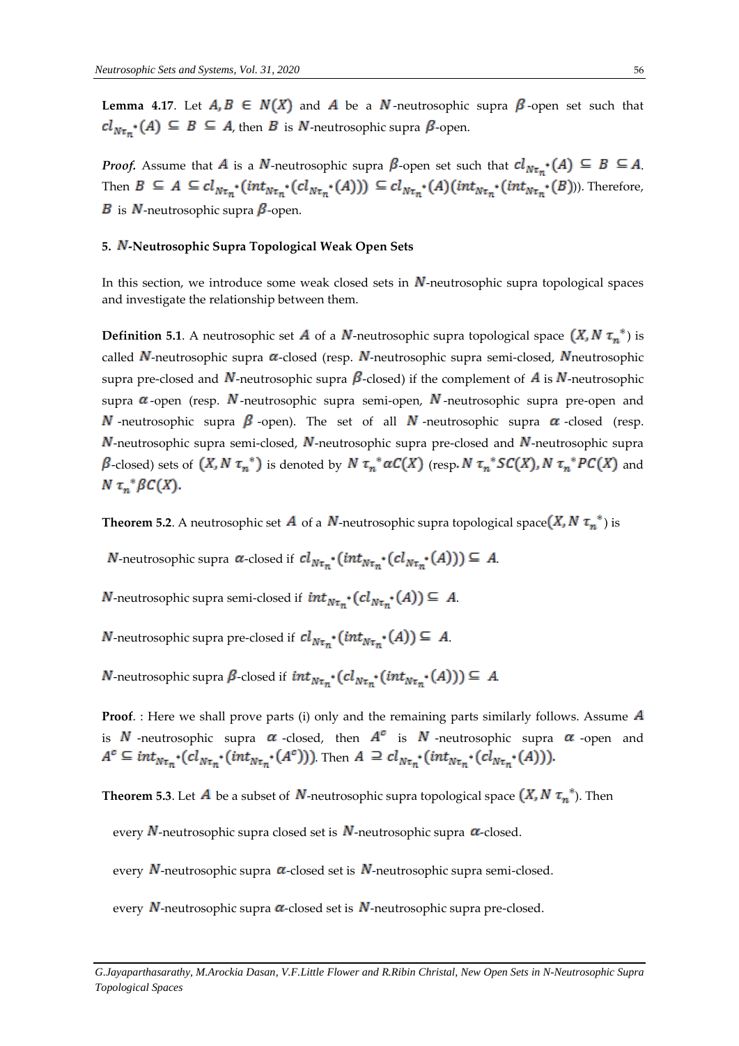**Lemma 4.17**. Let $A, B \in N(X)$ and $A$ be a $N$-neutrosophic supra $\beta$-open set such that $cl_{N\tau_n^*}(A) \subseteq B \subseteq A$, then $B$ is $N$-neutrosophic supra $\beta$-open.

***Proof.*** Assume that $A$ is a $N$-neutrosophic supra $\beta$-open set such that $cl_{N\tau_n^*}(A) \subseteq B \subseteq A$. Then $B \subseteq A \subseteq cl_{N\tau_n^*}(int_{N\tau_n^*}(cl_{N\tau_n^*}(A))) \subseteq cl_{N\tau_n^*}(A)(int_{N\tau_n^*}(int_{N\tau_n^*}(B)))$. Therefore, $B$ is $N$-neutrosophic supra $\beta$-open.

### 5. $N$-Neutrosophic Supra Topological Weak Open Sets

In this section, we introduce some weak closed sets in $N$-neutrosophic supra topological spaces and investigate the relationship between them.

**Definition 5.1**. A neutrosophic set $A$ of a $N$-neutrosophic supra topological space $(X, N\tau_n^*)$ is called $N$-neutrosophic supra $\alpha$-closed (resp. $N$-neutrosophic supra semi-closed, $N$neutrosophic supra pre-closed and $N$-neutrosophic supra $\beta$-closed) if the complement of $A$ is $N$-neutrosophic supra $\alpha$-open (resp. $N$-neutrosophic supra semi-open, $N$-neutrosophic supra pre-open and $N$-neutrosophic supra $\beta$-open). The set of all $N$-neutrosophic supra $\alpha$-closed (resp. $N$-neutrosophic supra semi-closed, $N$-neutrosophic supra pre-closed and $N$-neutrosophic supra $\beta$-closed) sets of $(X, N\tau_n^*)$ is denoted by $N\tau_n^*\alpha C(X)$ (resp. $N\tau_n^*SC(X), N\tau_n^*PC(X)$ and $N\tau_n^*\beta C(X)$.

**Theorem 5.2**. A neutrosophic set $A$ of a $N$-neutrosophic supra topological space$(X, N\tau_n^*)$ is

$N$-neutrosophic supra $\alpha$-closed if $cl_{N\tau_n^*}(int_{N\tau_n^*}(cl_{N\tau_n^*}(A))) \subseteq A$.

$N$-neutrosophic supra semi-closed if $int_{N\tau_n^*}(cl_{N\tau_n^*}(A)) \subseteq A$.

$N$-neutrosophic supra pre-closed if $cl_{N\tau_n^*}(int_{N\tau_n^*}(A)) \subseteq A$.

$N$-neutrosophic supra $\beta$-closed if $int_{N\tau_n^*}(cl_{N\tau_n^*}(int_{N\tau_n^*}(A))) \subseteq A$

**Proof**. : Here we shall prove parts (i) only and the remaining parts similarly follows. Assume $A$ is $N$-neutrosophic supra $\alpha$-closed, then $A^c$ is $N$-neutrosophic supra $\alpha$-open and $A^c \subseteq int_{N\tau_n^*}(cl_{N\tau_n^*}(int_{N\tau_n^*}(A^c)))$. Then $A \supseteq cl_{N\tau_n^*}(int_{N\tau_n^*}(cl_{N\tau_n^*}(A)))$.

**Theorem 5.3**. Let $A$ be a subset of $N$-neutrosophic supra topological space $(X, N\tau_n^*)$. Then

every $N$-neutrosophic supra closed set is $N$-neutrosophic supra $\alpha$-closed.

every $N$-neutrosophic supra $\alpha$-closed set is $N$-neutrosophic supra semi-closed.

every $N$-neutrosophic supra $\alpha$-closed set is $N$-neutrosophic supra pre-closed.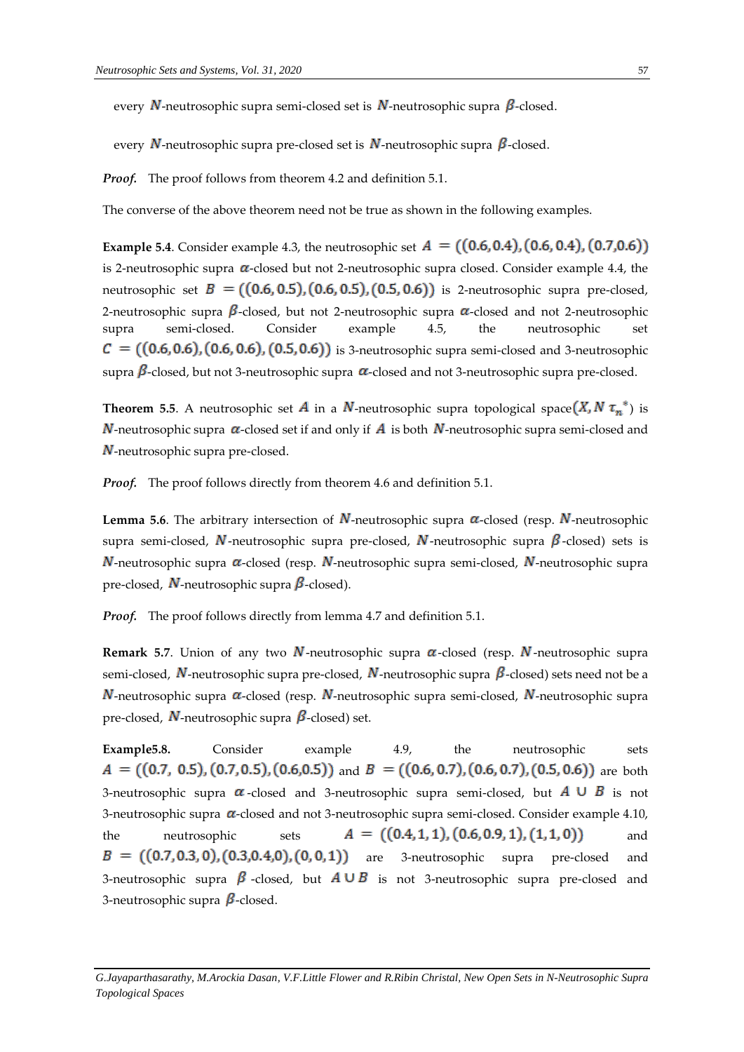every $N$-neutrosophic supra semi-closed set is $N$-neutrosophic supra $\beta$-closed.

every $N$-neutrosophic supra pre-closed set is $N$-neutrosophic supra $\beta$-closed.

***Proof.*** The proof follows from theorem 4.2 and definition 5.1.

The converse of the above theorem need not be true as shown in the following examples.

**Example 5.4**. Consider example 4.3, the neutrosophic set $A = ((0.6, 0.4), (0.6, 0.4), (0.7, 0.6))$ is 2-neutrosophic supra $\alpha$-closed but not 2-neutrosophic supra closed. Consider example 4.4, the neutrosophic set $B = ((0.6, 0.5), (0.6, 0.5), (0.5, 0.6))$ is 2-neutrosophic supra pre-closed, 2-neutrosophic supra $\beta$-closed, but not 2-neutrosophic supra $\alpha$-closed and not 2-neutrosophic supra semi-closed. Consider example 4.5, the neutrosophic set $C = ((0.6, 0.6), (0.6, 0.6), (0.5, 0.6))$ is 3-neutrosophic supra semi-closed and 3-neutrosophic supra $\beta$-closed, but not 3-neutrosophic supra $\alpha$-closed and not 3-neutrosophic supra pre-closed.

**Theorem 5.5**. A neutrosophic set $A$ in a $N$-neutrosophic supra topological space$(X, N\,\tau_n{}^*)$ is $N$-neutrosophic supra $\alpha$-closed set if and only if $A$ is both $N$-neutrosophic supra semi-closed and $N$-neutrosophic supra pre-closed.

***Proof.*** The proof follows directly from theorem 4.6 and definition 5.1.

**Lemma 5.6**. The arbitrary intersection of $N$-neutrosophic supra $\alpha$-closed (resp. $N$-neutrosophic supra semi-closed, $N$-neutrosophic supra pre-closed, $N$-neutrosophic supra $\beta$-closed) sets is $N$-neutrosophic supra $\alpha$-closed (resp. $N$-neutrosophic supra semi-closed, $N$-neutrosophic supra pre-closed, $N$-neutrosophic supra $\beta$-closed).

***Proof.*** The proof follows directly from lemma 4.7 and definition 5.1.

**Remark 5.7**. Union of any two $N$-neutrosophic supra $\alpha$-closed (resp. $N$-neutrosophic supra semi-closed, $N$-neutrosophic supra pre-closed, $N$-neutrosophic supra $\beta$-closed) sets need not be a $N$-neutrosophic supra $\alpha$-closed (resp. $N$-neutrosophic supra semi-closed, $N$-neutrosophic supra pre-closed, $N$-neutrosophic supra $\beta$-closed) set.

**Example5.8.** Consider example 4.9, the neutrosophic sets $A = ((0.7,\ 0.5), (0.7, 0.5), (0.6, 0.5))$ and $B = ((0.6, 0.7), (0.6, 0.7), (0.5, 0.6))$ are both 3-neutrosophic supra $\alpha$-closed and 3-neutrosophic supra semi-closed, but $A \cup B$ is not 3-neutrosophic supra $\alpha$-closed and not 3-neutrosophic supra semi-closed. Consider example 4.10, the neutrosophic sets $A = ((0.4, 1, 1), (0.6, 0.9, 1), (1, 1, 0))$ and $B = ((0.7, 0.3, 0), (0.3, 0.4, 0), (0, 0, 1))$ are 3-neutrosophic supra pre-closed and 3-neutrosophic supra $\beta$-closed, but $A \cup B$ is not 3-neutrosophic supra pre-closed and 3-neutrosophic supra $\beta$-closed.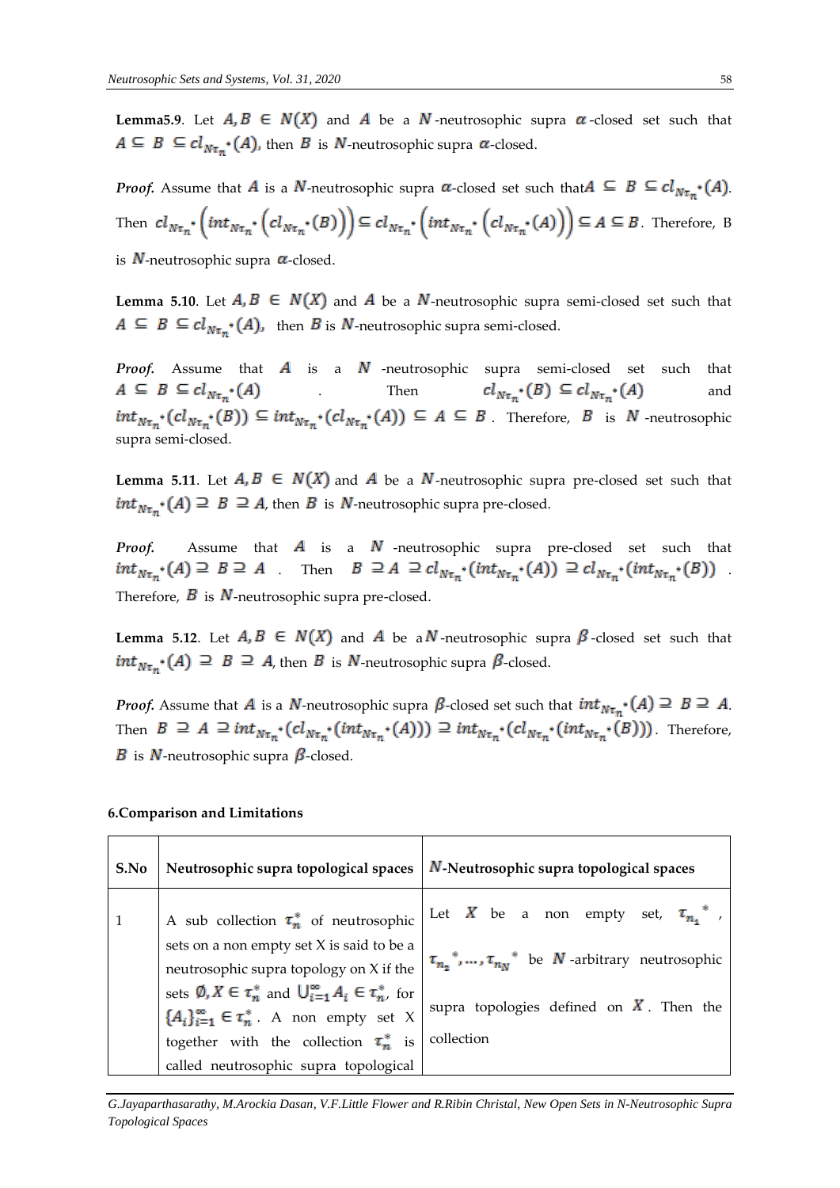**Lemma5.9**. Let $A, B \in N(X)$ and $A$ be a $N$-neutrosophic supra $\alpha$-closed set such that $A \subseteq B \subseteq cl_{N\tau_n^*}(A)$, then $B$ is $N$-neutrosophic supra $\alpha$-closed.

***Proof.*** Assume that $A$ is a $N$-neutrosophic supra $\alpha$-closed set such that $A \subseteq B \subseteq cl_{N\tau_n^*}(A)$. Then $cl_{N\tau_n^*}\left(int_{N\tau_n^*}\left(cl_{N\tau_n^*}(B)\right)\right) \subseteq cl_{N\tau_n^*}\left(int_{N\tau_n^*}\left(cl_{N\tau_n^*}(A)\right)\right) \subseteq A \subseteq B$. Therefore, B is $N$-neutrosophic supra $\alpha$-closed.

**Lemma 5.10**. Let $A, B \in N(X)$ and $A$ be a $N$-neutrosophic supra semi-closed set such that $A \subseteq B \subseteq cl_{N\tau_n^*}(A)$, then $B$ is $N$-neutrosophic supra semi-closed.

***Proof.*** Assume that $A$ is a $N$ -neutrosophic supra semi-closed set such that $A \subseteq B \subseteq cl_{N\tau_n^*}(A)$. Then $cl_{N\tau_n^*}(B) \subseteq cl_{N\tau_n^*}(A)$ and $int_{N\tau_n^*}(cl_{N\tau_n^*}(B)) \subseteq int_{N\tau_n^*}(cl_{N\tau_n^*}(A)) \subseteq A \subseteq B$. Therefore, $B$ is $N$ -neutrosophic supra semi-closed.

**Lemma 5.11**. Let $A, B \in N(X)$ and $A$ be a $N$-neutrosophic supra pre-closed set such that $int_{N\tau_n^*}(A) \supseteq B \supseteq A$, then $B$ is $N$-neutrosophic supra pre-closed.

***Proof.*** Assume that $A$ is a $N$ -neutrosophic supra pre-closed set such that $int_{N\tau_n^*}(A) \supseteq B \supseteq A$. Then $B \supseteq A \supseteq cl_{N\tau_n^*}(int_{N\tau_n^*}(A)) \supseteq cl_{N\tau_n^*}(int_{N\tau_n^*}(B))$. Therefore, $B$ is $N$-neutrosophic supra pre-closed.

**Lemma 5.12**. Let $A, B \in N(X)$ and $A$ be a $N$-neutrosophic supra $\beta$-closed set such that $int_{N\tau_n^*}(A) \supseteq B \supseteq A$, then $B$ is $N$-neutrosophic supra $\beta$-closed.

***Proof.*** Assume that $A$ is a $N$-neutrosophic supra $\beta$-closed set such that $int_{N\tau_n^*}(A) \supseteq B \supseteq A$. Then $B \supseteq A \supseteq int_{N\tau_n^*}(cl_{N\tau_n^*}(int_{N\tau_n^*}(A))) \supseteq int_{N\tau_n^*}(cl_{N\tau_n^*}(int_{N\tau_n^*}(B)))$. Therefore, $B$ is $N$-neutrosophic supra $\beta$-closed.

**6.Comparison and Limitations**

| S.No | Neutrosophic supra topological spaces | $N$-Neutrosophic supra topological spaces |
|---|---|---|
| 1 | A sub collection $\tau_n^*$ of neutrosophic sets on a non empty set X is said to be a neutrosophic supra topology on X if the sets $\emptyset, X \in \tau_n^*$ and $\bigcup_{i=1}^{\infty} A_i \in \tau_n^*$, for $\{A_i\}_{i=1}^{\infty} \in \tau_n^*$. A non empty set X together with the collection $\tau_n^*$ is called neutrosophic supra topological | Let $X$ be a non empty set, $\tau_{n_1}{}^*$, $\tau_{n_2}{}^*, \ldots, \tau_{n_N}{}^*$ be $N$ -arbitrary neutrosophic supra topologies defined on $X$. Then the collection |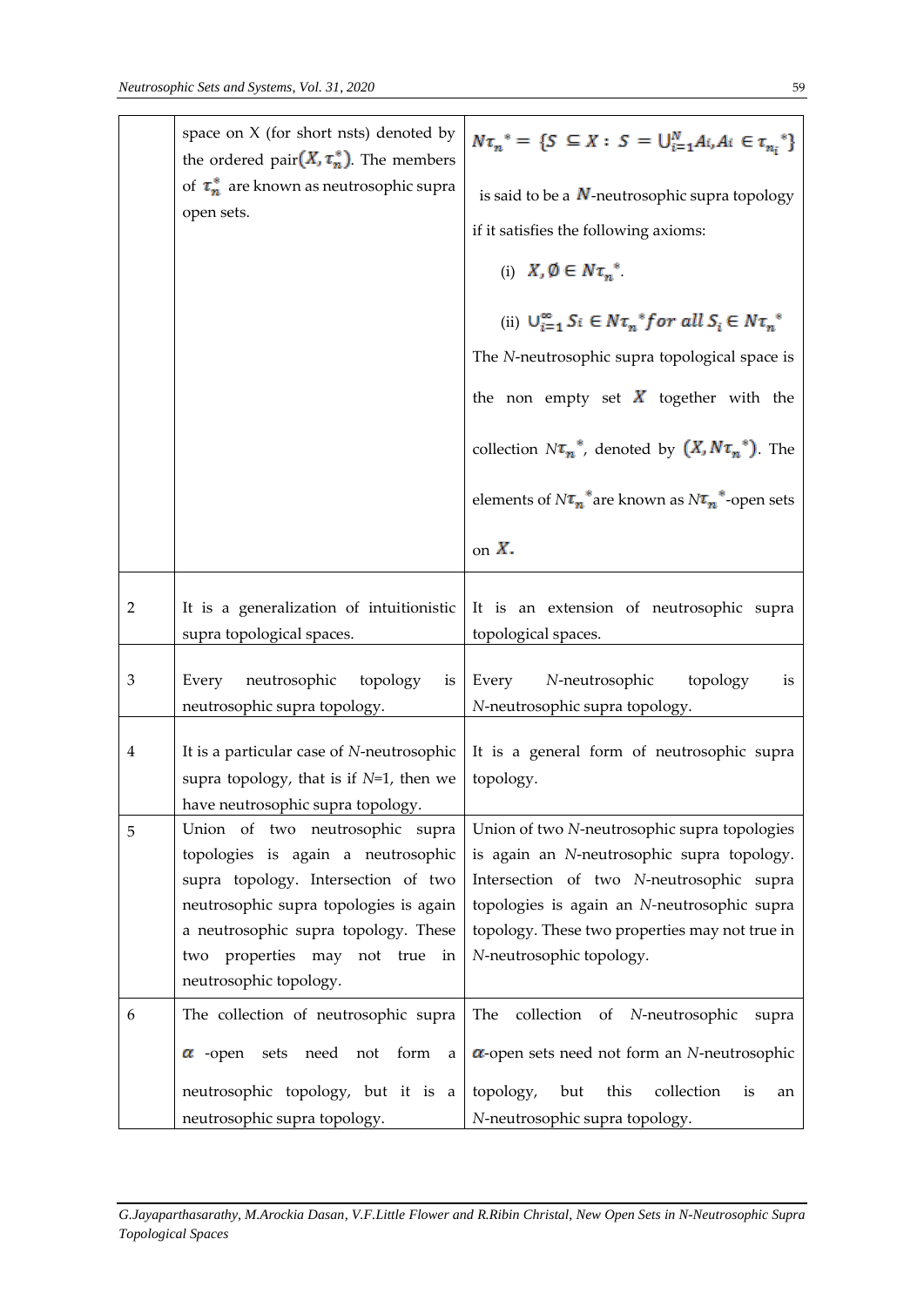|  |  |  |
| --- | --- | --- |
|  | space on X (for short nsts) denoted by the ordered pair $(X, \tau_n^*)$. The members of $\tau_n^*$ are known as neutrosophic supra open sets. | $N\tau_n^* = \{S \subseteq X : S = \bigcup_{i=1}^{N} A_i, A_i \in \tau_{n_i}^*\}$ is said to be a $N$-neutrosophic supra topology if it satisfies the following axioms: (i) $X, \emptyset \in N\tau_n^*$. (ii) $\bigcup_{i=1}^{\infty} S_i \in N\tau_n^*$ *for all* $S_i \in N\tau_n^*$ The *N*-neutrosophic supra topological space is the non empty set $X$ together with the collection $N\tau_n^*$, denoted by $(X, N\tau_n^*)$. The elements of $N\tau_n^*$ are known as $N\tau_n^*$-open sets on $X$. |
| 2 | It is a generalization of intuitionistic supra topological spaces. | It is an extension of neutrosophic supra topological spaces. |
| 3 | Every neutrosophic topology is neutrosophic supra topology. | Every *N*-neutrosophic topology is *N*-neutrosophic supra topology. |
| 4 | It is a particular case of *N*-neutrosophic supra topology, that is if *N*=1, then we have neutrosophic supra topology. | It is a general form of neutrosophic supra topology. |
| 5 | Union of two neutrosophic supra topologies is again a neutrosophic supra topology. Intersection of two neutrosophic supra topologies is again a neutrosophic supra topology. These two properties may not true in neutrosophic topology. | Union of two *N*-neutrosophic supra topologies is again an *N*-neutrosophic supra topology. Intersection of two *N*-neutrosophic supra topologies is again an *N*-neutrosophic supra topology. These two properties may not true in *N*-neutrosophic topology. |
| 6 | The collection of neutrosophic supra $\alpha$ -open sets need not form a neutrosophic topology, but it is a neutrosophic supra topology. | The collection of *N*-neutrosophic supra $\alpha$-open sets need not form an *N*-neutrosophic topology, but this collection is an *N*-neutrosophic supra topology. |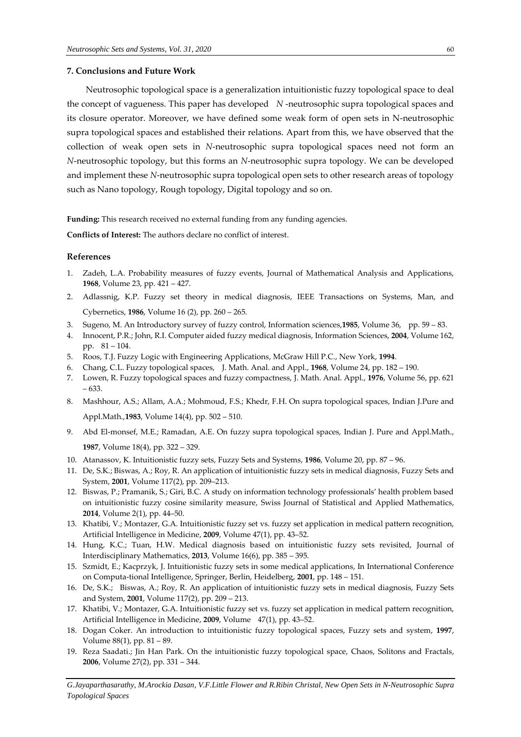**7. Conclusions and Future Work**

Neutrosophic topological space is a generalization intuitionistic fuzzy topological space to deal the concept of vagueness. This paper has developed $N$-neutrosophic supra topological spaces and its closure operator. Moreover, we have defined some weak form of open sets in N-neutrosophic supra topological spaces and established their relations. Apart from this, we have observed that the collection of weak open sets in *N*-neutrosophic supra topological spaces need not form an *N*-neutrosophic topology, but this forms an *N*-neutrosophic supra topology. We can be developed and implement these *N*-neutrosophic supra topological open sets to other research areas of topology such as Nano topology, Rough topology, Digital topology and so on.

**Funding:** This research received no external funding from any funding agencies.

**Conflicts of Interest:** The authors declare no conflict of interest.

## References

1. Zadeh, L.A. Probability measures of fuzzy events, Journal of Mathematical Analysis and Applications, **1968**, Volume 23, pp. 421 – 427.
2. Adlassnig, K.P. Fuzzy set theory in medical diagnosis, IEEE Transactions on Systems, Man, and Cybernetics, **1986**, Volume 16 (2), pp. 260 – 265.
3. Sugeno, M. An Introductory survey of fuzzy control, Information sciences,**1985**, Volume 36, pp. 59 – 83.
4. Innocent, P.R.; John, R.I. Computer aided fuzzy medical diagnosis, Information Sciences, **2004**, Volume 162, pp. 81 – 104.
5. Roos, T.J. Fuzzy Logic with Engineering Applications, McGraw Hill P.C., New York, **1994**.
6. Chang, C.L. Fuzzy topological spaces, J. Math. Anal. and Appl., **1968**, Volume 24, pp. 182 – 190.
7. Lowen, R. Fuzzy topological spaces and fuzzy compactness, J. Math. Anal. Appl., **1976**, Volume 56, pp. 621 – 633.
8. Mashhour, A.S.; Allam, A.A.; Mohmoud, F.S.; Khedr, F.H. On supra topological spaces, Indian J.Pure and Appl.Math.,**1983**, Volume 14(4), pp. 502 – 510.
9. Abd El-monsef, M.E.; Ramadan, A.E. On fuzzy supra topological spaces, Indian J. Pure and Appl.Math., **1987**, Volume 18(4), pp. 322 – 329.
10. Atanassov, K. Intuitionistic fuzzy sets, Fuzzy Sets and Systems, **1986**, Volume 20, pp. 87 – 96.
11. De, S.K.; Biswas, A.; Roy, R. An application of intuitionistic fuzzy sets in medical diagnosis, Fuzzy Sets and System, **2001**, Volume 117(2), pp. 209–213.
12. Biswas, P.; Pramanik, S.; Giri, B.C. A study on information technology professionals' health problem based on intuitionistic fuzzy cosine similarity measure, Swiss Journal of Statistical and Applied Mathematics, **2014**, Volume 2(1), pp. 44–50.
13. Khatibi, V.; Montazer, G.A. Intuitionistic fuzzy set vs. fuzzy set application in medical pattern recognition, Artificial Intelligence in Medicine, **2009**, Volume 47(1), pp. 43–52.
14. Hung, K.C.; Tuan, H.W. Medical diagnosis based on intuitionistic fuzzy sets revisited, Journal of Interdisciplinary Mathematics, **2013**, Volume 16(6), pp. 385 – 395.
15. Szmidt, E.; Kacprzyk, J. Intuitionistic fuzzy sets in some medical applications, In International Conference on Computa-tional Intelligence, Springer, Berlin, Heidelberg, **2001**, pp. 148 – 151.
16. De, S.K.; Biswas, A.; Roy, R. An application of intuitionistic fuzzy sets in medical diagnosis, Fuzzy Sets and System, **2001**, Volume 117(2), pp. 209 – 213.
17. Khatibi, V.; Montazer, G.A. Intuitionistic fuzzy set vs. fuzzy set application in medical pattern recognition, Artificial Intelligence in Medicine, **2009**, Volume 47(1), pp. 43–52.
18. Dogan Coker. An introduction to intuitionistic fuzzy topological spaces, Fuzzy sets and system, **1997**, Volume 88(1), pp. 81 – 89.
19. Reza Saadati.; Jin Han Park. On the intuitionistic fuzzy topological space, Chaos, Solitons and Fractals, **2006**, Volume 27(2), pp. 331 – 344.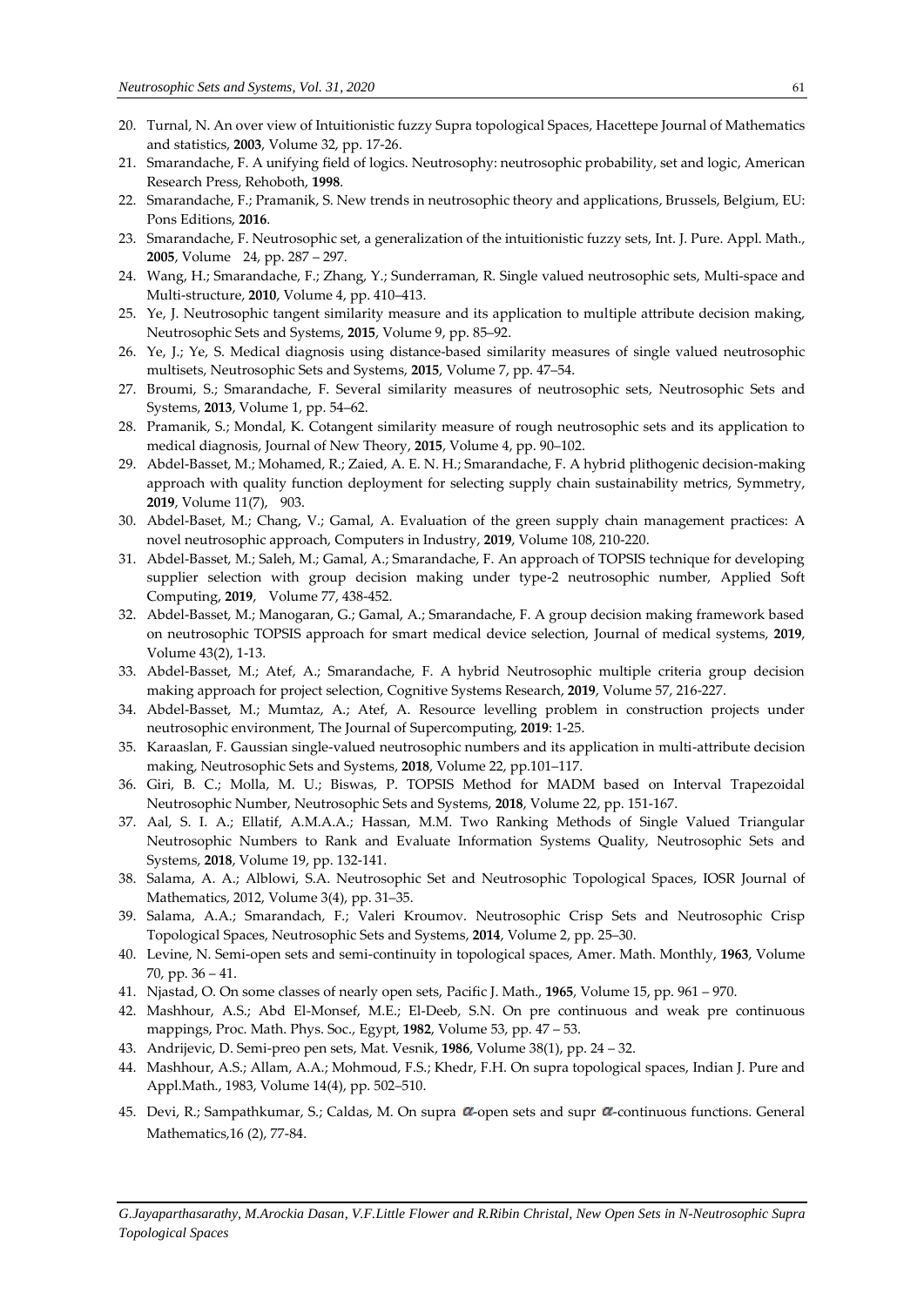20. Turnal, N. An over view of Intuitionistic fuzzy Supra topological Spaces, Hacettepe Journal of Mathematics and statistics, **2003**, Volume 32, pp. 17-26.
21. Smarandache, F. A unifying field of logics. Neutrosophy: neutrosophic probability, set and logic, American Research Press, Rehoboth, **1998**.
22. Smarandache, F.; Pramanik, S. New trends in neutrosophic theory and applications, Brussels, Belgium, EU: Pons Editions, **2016**.
23. Smarandache, F. Neutrosophic set, a generalization of the intuitionistic fuzzy sets, Int. J. Pure. Appl. Math., **2005**, Volume 24, pp. 287 – 297.
24. Wang, H.; Smarandache, F.; Zhang, Y.; Sunderraman, R. Single valued neutrosophic sets, Multi-space and Multi-structure, **2010**, Volume 4, pp. 410–413.
25. Ye, J. Neutrosophic tangent similarity measure and its application to multiple attribute decision making, Neutrosophic Sets and Systems, **2015**, Volume 9, pp. 85–92.
26. Ye, J.; Ye, S. Medical diagnosis using distance-based similarity measures of single valued neutrosophic multisets, Neutrosophic Sets and Systems, **2015**, Volume 7, pp. 47–54.
27. Broumi, S.; Smarandache, F. Several similarity measures of neutrosophic sets, Neutrosophic Sets and Systems, **2013**, Volume 1, pp. 54–62.
28. Pramanik, S.; Mondal, K. Cotangent similarity measure of rough neutrosophic sets and its application to medical diagnosis, Journal of New Theory, **2015**, Volume 4, pp. 90–102.
29. Abdel-Basset, M.; Mohamed, R.; Zaied, A. E. N. H.; Smarandache, F. A hybrid plithogenic decision-making approach with quality function deployment for selecting supply chain sustainability metrics, Symmetry, **2019**, Volume 11(7), 903.
30. Abdel-Baset, M.; Chang, V.; Gamal, A. Evaluation of the green supply chain management practices: A novel neutrosophic approach, Computers in Industry, **2019**, Volume 108, 210-220.
31. Abdel-Basset, M.; Saleh, M.; Gamal, A.; Smarandache, F. An approach of TOPSIS technique for developing supplier selection with group decision making under type-2 neutrosophic number, Applied Soft Computing, **2019**, Volume 77, 438-452.
32. Abdel-Basset, M.; Manogaran, G.; Gamal, A.; Smarandache, F. A group decision making framework based on neutrosophic TOPSIS approach for smart medical device selection, Journal of medical systems, **2019**, Volume 43(2), 1-13.
33. Abdel-Basset, M.; Atef, A.; Smarandache, F. A hybrid Neutrosophic multiple criteria group decision making approach for project selection, Cognitive Systems Research, **2019**, Volume 57, 216-227.
34. Abdel-Basset, M.; Mumtaz, A.; Atef, A. Resource levelling problem in construction projects under neutrosophic environment, The Journal of Supercomputing, **2019**: 1-25.
35. Karaaslan, F. Gaussian single-valued neutrosophic numbers and its application in multi-attribute decision making, Neutrosophic Sets and Systems, **2018**, Volume 22, pp.101–117.
36. Giri, B. C.; Molla, M. U.; Biswas, P. TOPSIS Method for MADM based on Interval Trapezoidal Neutrosophic Number, Neutrosophic Sets and Systems, **2018**, Volume 22, pp. 151-167.
37. Aal, S. I. A.; Ellatif, A.M.A.A.; Hassan, M.M. Two Ranking Methods of Single Valued Triangular Neutrosophic Numbers to Rank and Evaluate Information Systems Quality, Neutrosophic Sets and Systems, **2018**, Volume 19, pp. 132-141.
38. Salama, A. A.; Alblowi, S.A. Neutrosophic Set and Neutrosophic Topological Spaces, IOSR Journal of Mathematics, 2012, Volume 3(4), pp. 31–35.
39. Salama, A.A.; Smarandach, F.; Valeri Kroumov. Neutrosophic Crisp Sets and Neutrosophic Crisp Topological Spaces, Neutrosophic Sets and Systems, **2014**, Volume 2, pp. 25–30.
40. Levine, N. Semi-open sets and semi-continuity in topological spaces, Amer. Math. Monthly, **1963**, Volume 70, pp. 36 – 41.
41. Njastad, O. On some classes of nearly open sets, Pacific J. Math., **1965**, Volume 15, pp. 961 – 970.
42. Mashhour, A.S.; Abd El-Monsef, M.E.; El-Deeb, S.N. On pre continuous and weak pre continuous mappings, Proc. Math. Phys. Soc., Egypt, **1982**, Volume 53, pp. 47 – 53.
43. Andrijevic, D. Semi-preo pen sets, Mat. Vesnik, **1986**, Volume 38(1), pp. 24 – 32.
44. Mashhour, A.S.; Allam, A.A.; Mohmoud, F.S.; Khedr, F.H. On supra topological spaces, Indian J. Pure and Appl.Math., 1983, Volume 14(4), pp. 502–510.
45. Devi, R.; Sampathkumar, S.; Caldas, M. On supra $\alpha$-open sets and supr $\alpha$-continuous functions. General Mathematics,16 (2), 77-84.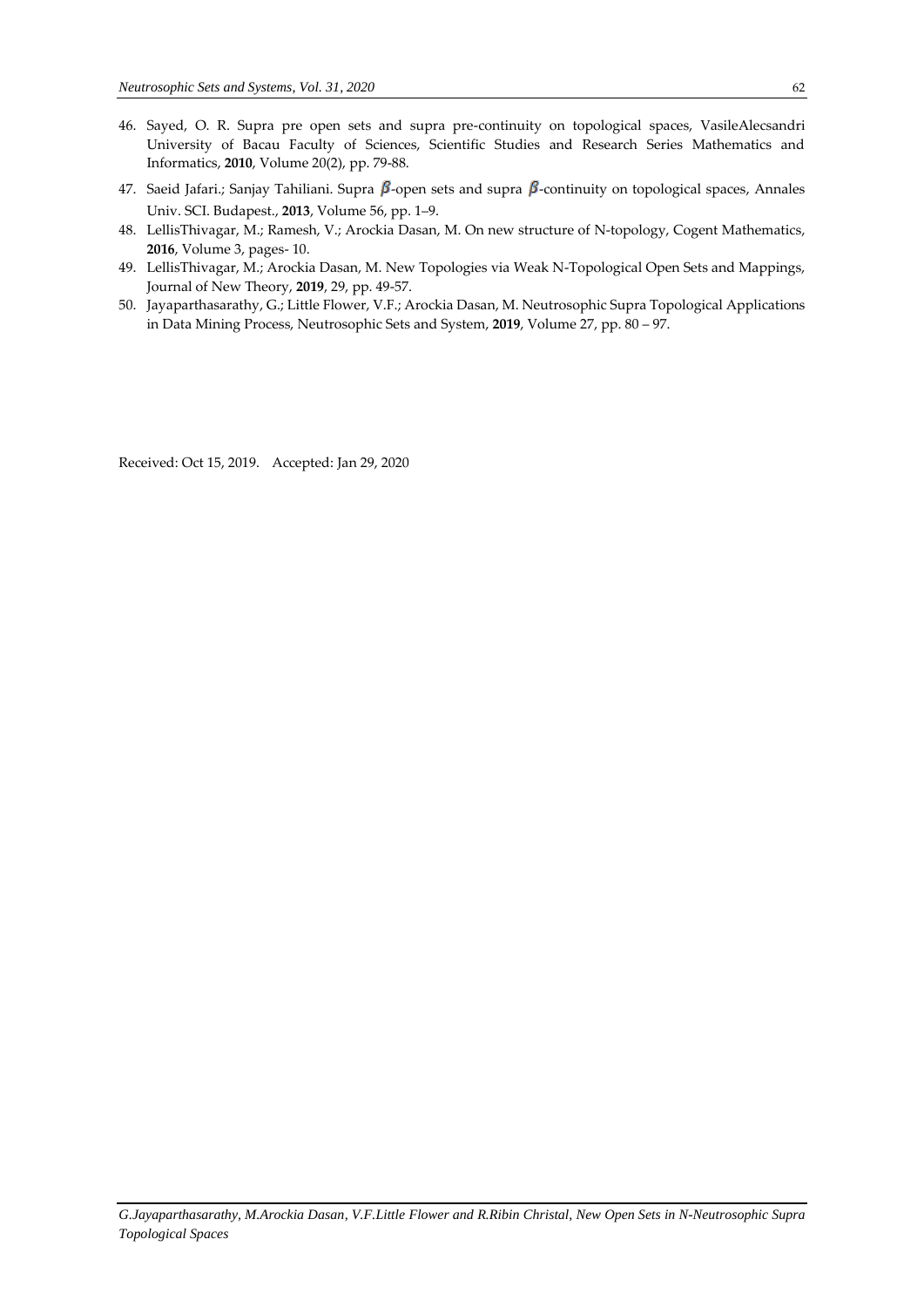46. Sayed, O. R. Supra pre open sets and supra pre-continuity on topological spaces, VasileAlecsandri University of Bacau Faculty of Sciences, Scientific Studies and Research Series Mathematics and Informatics, **2010**, Volume 20(2), pp. 79-88.
47. Saeid Jafari.; Sanjay Tahiliani. Supra $\beta$-open sets and supra $\beta$-continuity on topological spaces, Annales Univ. SCI. Budapest., **2013**, Volume 56, pp. 1–9.
48. LellisThivagar, M.; Ramesh, V.; Arockia Dasan, M. On new structure of N-topology, Cogent Mathematics, **2016**, Volume 3, pages- 10.
49. LellisThivagar, M.; Arockia Dasan, M. New Topologies via Weak N-Topological Open Sets and Mappings, Journal of New Theory, **2019**, 29, pp. 49-57.
50. Jayaparthasarathy, G.; Little Flower, V.F.; Arockia Dasan, M. Neutrosophic Supra Topological Applications in Data Mining Process, Neutrosophic Sets and System, **2019**, Volume 27, pp. 80 – 97.

Received: Oct 15, 2019. Accepted: Jan 29, 2020